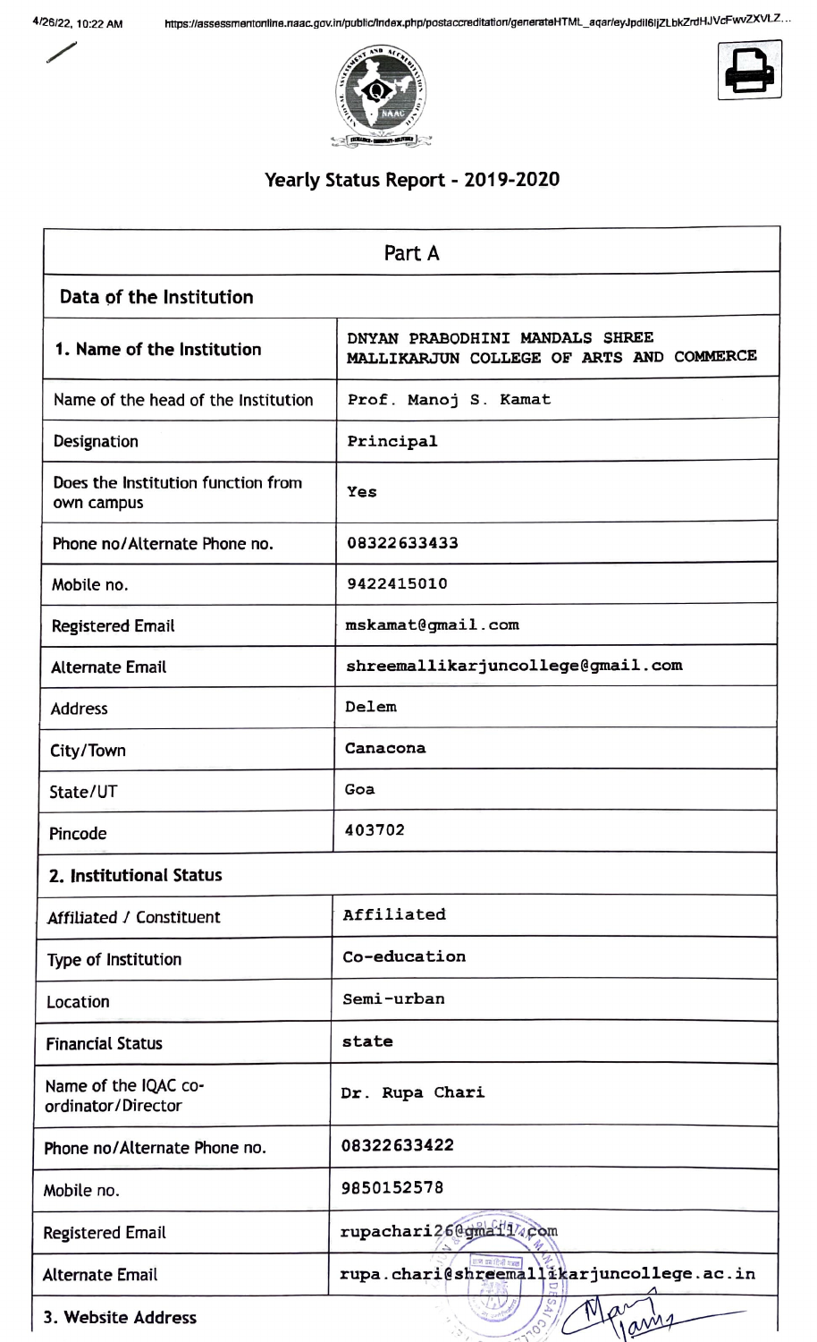# Yearly Status Report - 2019-2020

| Part A | |
|---|---|
| **Data of the Institution** | |
| **1. Name of the Institution** | DNYAN PRABODHINI MANDALS SHREE MALLIKARJUN COLLEGE OF ARTS AND COMMERCE |
| Name of the head of the Institution | Prof. Manoj S. Kamat |
| Designation | Principal |
| Does the Institution function from own campus | Yes |
| Phone no/Alternate Phone no. | 08322633433 |
| Mobile no. | 9422415010 |
| Registered Email | mskamat@gmail.com |
| Alternate Email | shreemallikarjuncollege@gmail.com |
| Address | Delem |
| City/Town | Canacona |
| State/UT | Goa |
| Pincode | 403702 |
| **2. Institutional Status** | |
| Affiliated / Constituent | Affiliated |
| Type of Institution | Co-education |
| Location | Semi-urban |
| Financial Status | state |
| Name of the IQAC co-ordinator/Director | Dr. Rupa Chari |
| Phone no/Alternate Phone no. | 08322633422 |
| Mobile no. | 9850152578 |
| Registered Email | rupachari26@gmail.com |
| Alternate Email | rupa.chari@shreemallikarjuncollege.ac.in |
| **3. Website Address** | |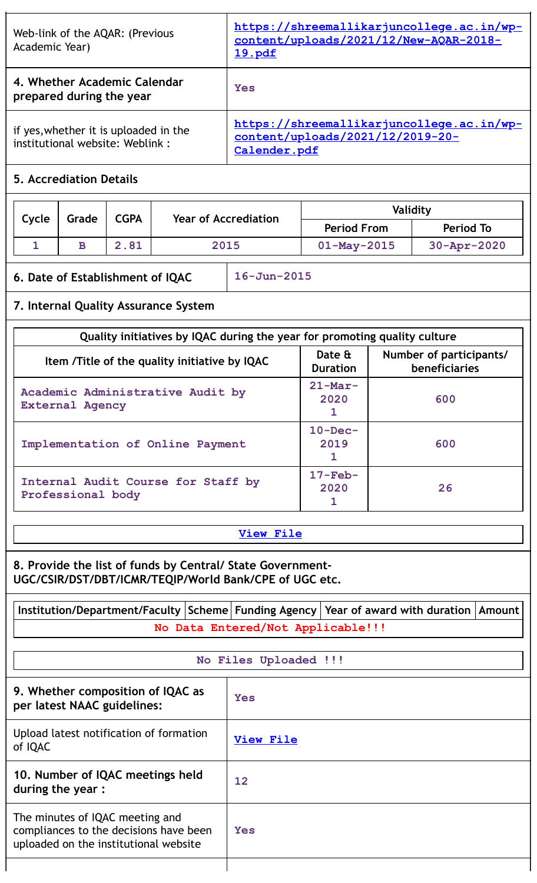| | |
|---|---|
| Web-link of the AQAR: (Previous Academic Year) | https://shreemallikarjuncollege.ac.in/wp-content/uploads/2021/12/New-AQAR-2018-19.pdf |
| **4. Whether Academic Calendar prepared during the year** | Yes |
| if yes,whether it is uploaded in the institutional website: Weblink : | https://shreemallikarjuncollege.ac.in/wp-content/uploads/2021/12/2019-20-Calender.pdf |

**5. Accrediation Details**

| Cycle | Grade | CGPA | Year of Accrediation | Validity | |
|---|---|---|---|---|---|
| | | | | Period From | Period To |
| 1 | B | 2.81 | 2015 | 01-May-2015 | 30-Apr-2020 |

| | |
|---|---|
| **6. Date of Establishment of IQAC** | 16-Jun-2015 |

**7. Internal Quality Assurance System**

| Quality initiatives by IQAC during the year for promoting quality culture | | |
|---|---|---|
| Item /Title of the quality initiative by IQAC | Date & Duration | Number of participants/ beneficiaries |
| Academic Administrative Audit by External Agency | 21-Mar-2020 1 | 600 |
| Implementation of Online Payment | 10-Dec-2019 1 | 600 |
| Internal Audit Course for Staff by Professional body | 17-Feb-2020 1 | 26 |

View File

**8. Provide the list of funds by Central/ State Government-UGC/CSIR/DST/DBT/ICMR/TEQIP/World Bank/CPE of UGC etc.**

| Institution/Department/Faculty | Scheme | Funding Agency | Year of award with duration | Amount |
|---|---|---|---|---|
| No Data Entered/Not Applicable!!! | | | | |

No Files Uploaded !!!

| | |
|---|---|
| **9. Whether composition of IQAC as per latest NAAC guidelines:** | Yes |
| Upload latest notification of formation of IQAC | View File |
| **10. Number of IQAC meetings held during the year :** | 12 |
| The minutes of IQAC meeting and compliances to the decisions have been uploaded on the institutional website | Yes |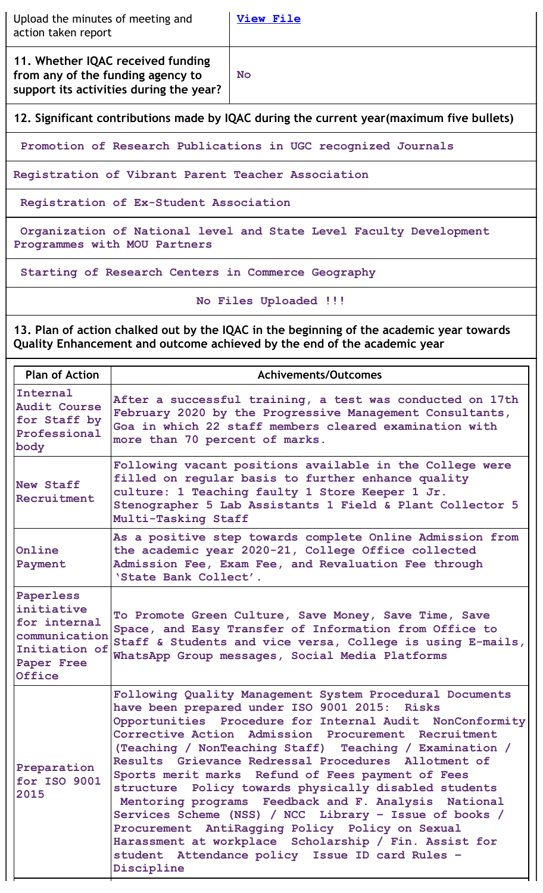| Upload the minutes of meeting and action taken report | View File |
|---|---|
| **11. Whether IQAC received funding from any of the funding agency to support its activities during the year?** | **No** |

**12. Significant contributions made by IQAC during the current year(maximum five bullets)**

Promotion of Research Publications in UGC recognized Journals

Registration of Vibrant Parent Teacher Association

Registration of Ex-Student Association

Organization of National level and State Level Faculty Development Programmes with MOU Partners

Starting of Research Centers in Commerce Geography

No Files Uploaded !!!

**13. Plan of action chalked out by the IQAC in the beginning of the academic year towards Quality Enhancement and outcome achieved by the end of the academic year**

| Plan of Action | Achivements/Outcomes |
|---|---|
| Internal Audit Course for Staff by Professional body | After a successful training, a test was conducted on 17th February 2020 by the Progressive Management Consultants, Goa in which 22 staff members cleared examination with more than 70 percent of marks. |
| New Staff Recruitment | Following vacant positions available in the College were filled on regular basis to further enhance quality culture: 1 Teaching faulty 1 Store Keeper 1 Jr. Stenographer 5 Lab Assistants 1 Field & Plant Collector 5 Multi-Tasking Staff |
| Online Payment | As a positive step towards complete Online Admission from the academic year 2020-21, College Office collected Admission Fee, Exam Fee, and Revaluation Fee through 'State Bank Collect'. |
| Paperless initiative for internal communication Initiation of Paper Free Office | To Promote Green Culture, Save Money, Save Time, Save Space, and Easy Transfer of Information from Office to Staff & Students and vice versa, College is using E-mails, WhatsApp Group messages, Social Media Platforms |
| Preparation for ISO 9001 2015 | Following Quality Management System Procedural Documents have been prepared under ISO 9001 2015: Risks Opportunities Procedure for Internal Audit NonConformity Corrective Action Admission Procurement Recruitment (Teaching / NonTeaching Staff) Teaching / Examination / Results Grievance Redressal Procedures Allotment of Sports merit marks Refund of Fees payment of Fees structure Policy towards physically disabled students Mentoring programs Feedback and F. Analysis National Services Scheme (NSS) / NCC Library – Issue of books / Procurement AntiRagging Policy Policy on Sexual Harassment at workplace Scholarship / Fin. Assist for student Attendance policy Issue ID card Rules – Discipline |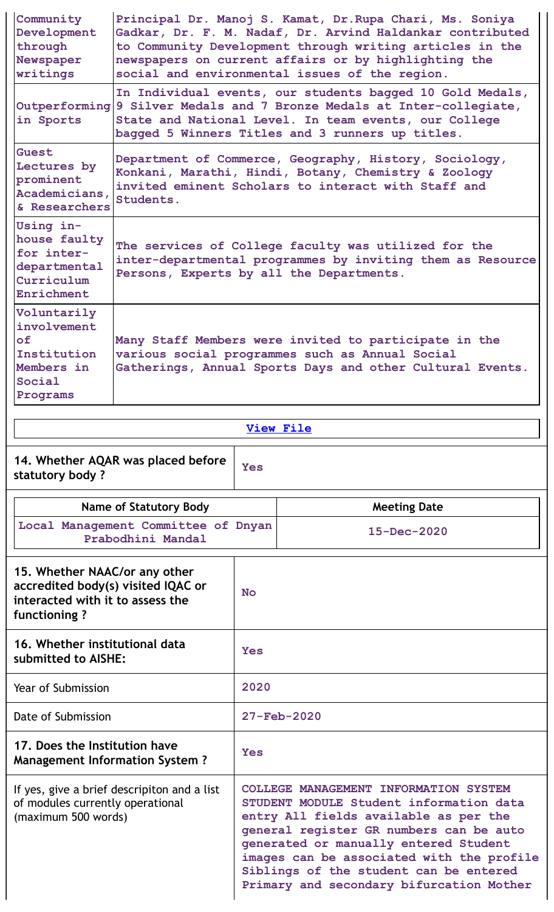| | |
|---|---|
| Community Development through Newspaper writings | Principal Dr. Manoj S. Kamat, Dr.Rupa Chari, Ms. Soniya Gadkar, Dr. F. M. Nadaf, Dr. Arvind Haldankar contributed to Community Development through writing articles in the newspapers on current affairs or by highlighting the social and environmental issues of the region. |
| Outperforming in Sports | In Individual events, our students bagged 10 Gold Medals, 9 Silver Medals and 7 Bronze Medals at Inter-collegiate, State and National Level. In team events, our College bagged 5 Winners Titles and 3 runners up titles. |
| Guest Lectures by prominent Academicians, & Researchers | Department of Commerce, Geography, History, Sociology, Konkani, Marathi, Hindi, Botany, Chemistry & Zoology invited eminent Scholars to interact with Staff and Students. |
| Using in-house faulty for inter-departmental Curriculum Enrichment | The services of College faculty was utilized for the inter-departmental programmes by inviting them as Resource Persons, Experts by all the Departments. |
| Voluntarily involvement of Institution Members in Social Programs | Many Staff Members were invited to participate in the various social programmes such as Annual Social Gatherings, Annual Sports Days and other Cultural Events. |

View File

| | |
|---|---|
| **14. Whether AQAR was placed before statutory body ?** | Yes |

| Name of Statutory Body | Meeting Date |
|---|---|
| Local Management Committee of Dnyan Prabodhini Mandal | 15-Dec-2020 |

| | |
|---|---|
| **15. Whether NAAC/or any other accredited body(s) visited IQAC or interacted with it to assess the functioning ?** | No |
| **16. Whether institutional data submitted to AISHE:** | Yes |
| Year of Submission | 2020 |
| Date of Submission | 27-Feb-2020 |
| **17. Does the Institution have Management Information System ?** | Yes |
| If yes, give a brief descripiton and a list of modules currently operational (maximum 500 words) | COLLEGE MANAGEMENT INFORMATION SYSTEM STUDENT MODULE Student information data entry All fields available as per the general register GR numbers can be auto generated or manually entered Student images can be associated with the profile Siblings of the student can be entered Primary and secondary bifurcation Mother |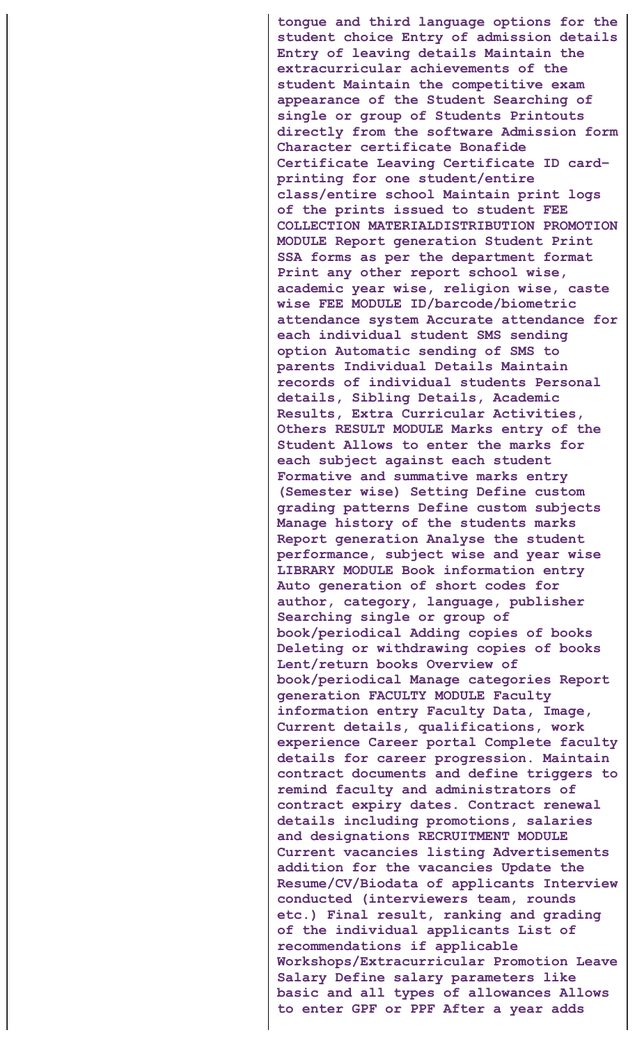| | |
|---|---|
| | **tongue and third language options for the student choice Entry of admission details Entry of leaving details Maintain the extracurricular achievements of the student Maintain the competitive exam appearance of the Student Searching of single or group of Students Printouts directly from the software Admission form Character certificate Bonafide Certificate Leaving Certificate ID card-printing for one student/entire class/entire school Maintain print logs of the prints issued to student FEE COLLECTION MATERIALDISTRIBUTION PROMOTION MODULE Report generation Student Print SSA forms as per the department format Print any other report school wise, academic year wise, religion wise, caste wise FEE MODULE ID/barcode/biometric attendance system Accurate attendance for each individual student SMS sending option Automatic sending of SMS to parents Individual Details Maintain records of individual students Personal details, Sibling Details, Academic Results, Extra Curricular Activities, Others RESULT MODULE Marks entry of the Student Allows to enter the marks for each subject against each student Formative and summative marks entry (Semester wise) Setting Define custom grading patterns Define custom subjects Manage history of the students marks Report generation Analyse the student performance, subject wise and year wise LIBRARY MODULE Book information entry Auto generation of short codes for author, category, language, publisher Searching single or group of book/periodical Adding copies of books Deleting or withdrawing copies of books Lent/return books Overview of book/periodical Manage categories Report generation FACULTY MODULE Faculty information entry Faculty Data, Image, Current details, qualifications, work experience Career portal Complete faculty details for career progression. Maintain contract documents and define triggers to remind faculty and administrators of contract expiry dates. Contract renewal details including promotions, salaries and designations RECRUITMENT MODULE Current vacancies listing Advertisements addition for the vacancies Update the Resume/CV/Biodata of applicants Interview conducted (interviewers team, rounds etc.) Final result, ranking and grading of the individual applicants List of recommendations if applicable Workshops/Extracurricular Promotion Leave Salary Define salary parameters like basic and all types of allowances Allows to enter GPF or PPF After a year adds** |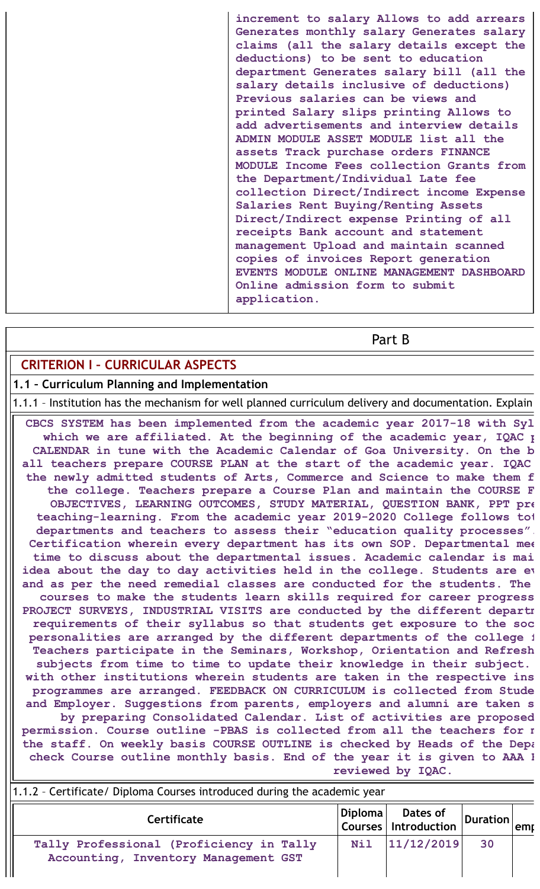| | increment to salary Allows to add arrears Generates monthly salary Generates salary claims (all the salary details except the deductions) to be sent to education department Generates salary bill (all the salary details inclusive of deductions) Previous salaries can be views and printed Salary slips printing Allows to add advertisements and interview details ADMIN MODULE ASSET MODULE list all the assets Track purchase orders FINANCE MODULE Income Fees collection Grants from the Department/Individual Late fee collection Direct/Indirect income Expense Salaries Rent Buying/Renting Assets Direct/Indirect expense Printing of all receipts Bank account and statement management Upload and maintain scanned copies of invoices Report generation EVENTS MODULE ONLINE MANAGEMENT DASHBOARD Online admission form to submit application. |
|---|---|

## Part B

## CRITERION I – CURRICULAR ASPECTS

### 1.1 – Curriculum Planning and Implementation

1.1.1 – Institution has the mechanism for well planned curriculum delivery and documentation. Explain

CBCS SYSTEM has been implemented from the academic year 2017-18 with Syl which we are affiliated. At the beginning of the academic year, IQAC p CALENDAR in tune with the Academic Calendar of Goa University. On the b all teachers prepare COURSE PLAN at the start of the academic year. IQAC the newly admitted students of Arts, Commerce and Science to make them f the college. Teachers prepare a Course Plan and maintain the COURSE F OBJECTIVES, LEARNING OUTCOMES, STUDY MATERIAL, QUESTION BANK, PPT pre teaching-learning. From the academic year 2019-2020 College follows tot departments and teachers to assess their "education quality processes". Certification wherein every department has its own SOP. Departmental mee time to discuss about the departmental issues. Academic calendar is mai idea about the day to day activities held in the college. Students are ev and as per the need remedial classes are conducted for the students. The courses to make the students learn skills required for career progress PROJECT SURVEYS, INDUSTRIAL VISITS are conducted by the different departn requirements of their syllabus so that students get exposure to the soc personalities are arranged by the different departments of the college f Teachers participate in the Seminars, Workshop, Orientation and Refresh subjects from time to time to update their knowledge in their subject. with other institutions wherein students are taken in the respective ins programmes are arranged. FEEDBACK ON CURRICULUM is collected from Stude and Employer. Suggestions from parents, employers and alumni are taken s by preparing Consolidated Calendar. List of activities are proposed permission. Course outline -PBAS is collected from all the teachers for r the staff. On weekly basis COURSE OUTLINE is checked by Heads of the Depa check Course outline monthly basis. End of the year it is given to AAA I reviewed by IQAC.

1.1.2 – Certificate/ Diploma Courses introduced during the academic year

| Certificate | Diploma Courses | Dates of Introduction | Duration | emp |
|---|---|---|---|---|
| Tally Professional (Proficiency in Tally Accounting, Inventory Management GST | Nil | 11/12/2019 | 30 | |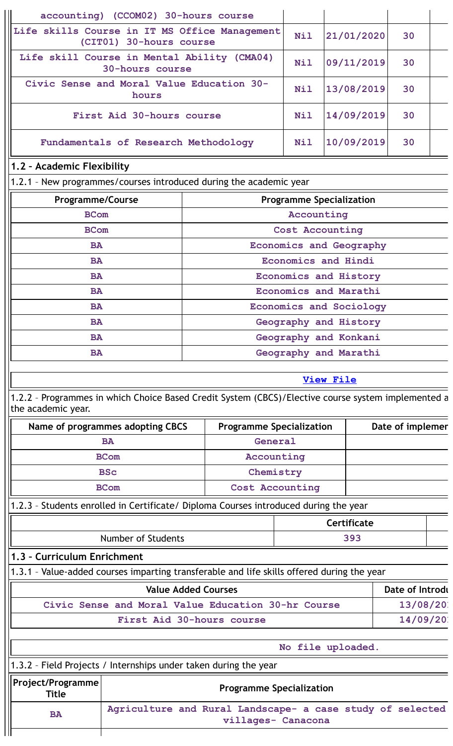| accounting) (CCOM02) 30-hours course | | | | |
|---|---|---|---|---|
| Life skills Course in IT MS Office Management (CIT01) 30-hours course | Nil | 21/01/2020 | 30 | |
| Life skill Course in Mental Ability (CMA04) 30-hours course | Nil | 09/11/2019 | 30 | |
| Civic Sense and Moral Value Education 30-hours | Nil | 13/08/2019 | 30 | |
| First Aid 30-hours course | Nil | 14/09/2019 | 30 | |
| Fundamentals of Research Methodology | Nil | 10/09/2019 | 30 | |

## 1.2 – Academic Flexibility

1.2.1 – New programmes/courses introduced during the academic year

| Programme/Course | Programme Specialization |
|---|---|
| BCom | Accounting |
| BCom | Cost Accounting |
| BA | Economics and Geography |
| BA | Economics and Hindi |
| BA | Economics and History |
| BA | Economics and Marathi |
| BA | Economics and Sociology |
| BA | Geography and History |
| BA | Geography and Konkani |
| BA | Geography and Marathi |

View File

1.2.2 – Programmes in which Choice Based Credit System (CBCS)/Elective course system implemented a the academic year.

| Name of programmes adopting CBCS | Programme Specialization | Date of implemer |
|---|---|---|
| BA | General | |
| BCom | Accounting | |
| BSc | Chemistry | |
| BCom | Cost Accounting | |

1.2.3 – Students enrolled in Certificate/ Diploma Courses introduced during the year

| | Certificate | |
|---|---|---|
| Number of Students | 393 | |

## 1.3 – Curriculum Enrichment

1.3.1 – Value-added courses imparting transferable and life skills offered during the year

| Value Added Courses | Date of Introdu |
|---|---|
| Civic Sense and Moral Value Education 30-hr Course | 13/08/20 |
| First Aid 30-hours course | 14/09/20 |

No file uploaded.

1.3.2 – Field Projects / Internships under taken during the year

| Project/Programme Title | Programme Specialization |
|---|---|
| BA | Agriculture and Rural Landscape- a case study of selected villages- Canacona |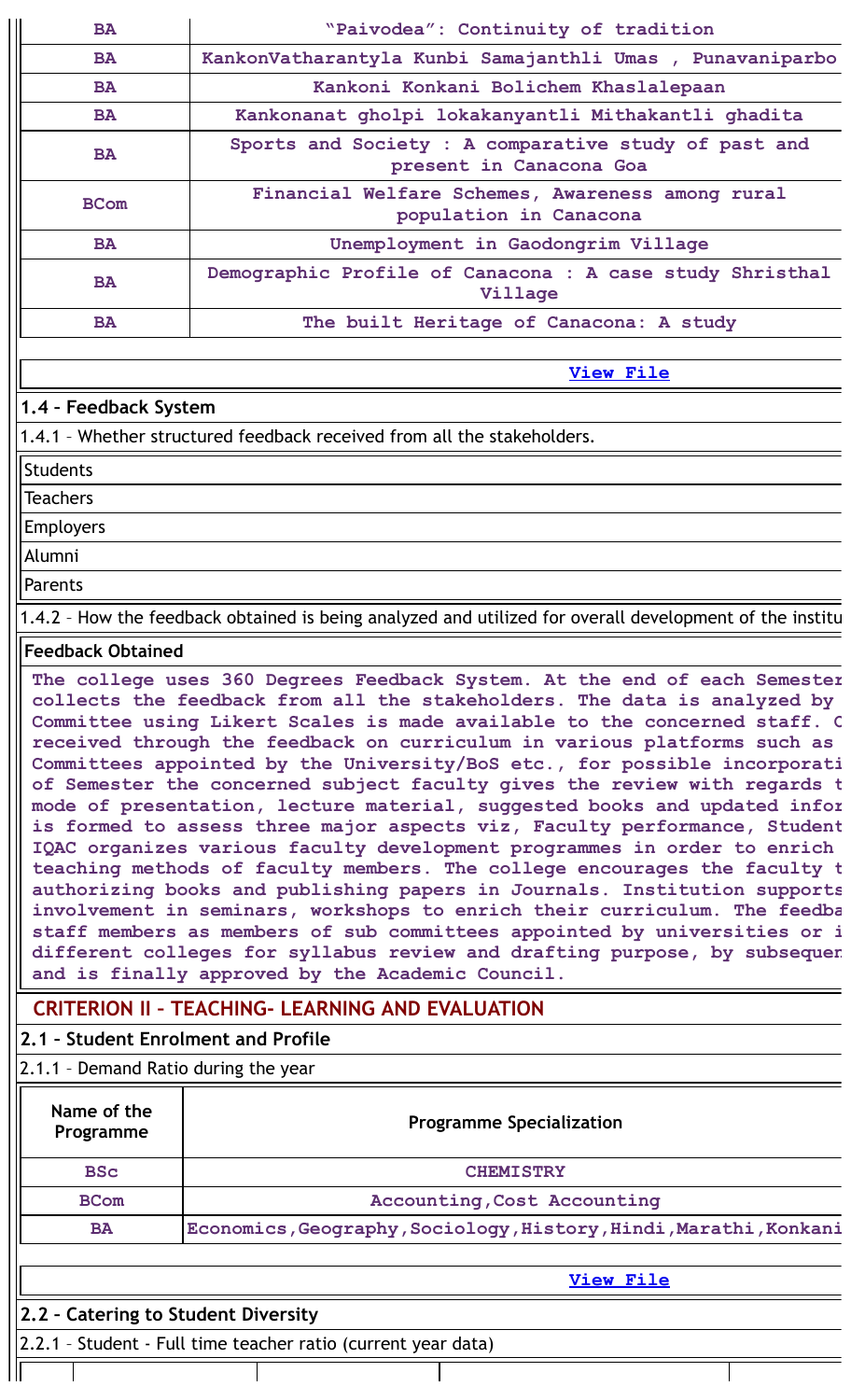| BA | "Paivodea": Continuity of tradition |
|---|---|
| BA | KankonVatharantyla Kunbi Samajanthli Umas , Punavaniparbo |
| BA | Kankoni Konkani Bolichem Khaslalepaan |
| BA | Kankonanat gholpi lokakanyantli Mithakantli ghadita |
| BA | Sports and Society : A comparative study of past and present in Canacona Goa |
| BCom | Financial Welfare Schemes, Awareness among rural population in Canacona |
| BA | Unemployment in Gaodongrim Village |
| BA | Demographic Profile of Canacona : A case study Shristhal Village |
| BA | The built Heritage of Canacona: A study |

View File

**1.4 – Feedback System**

1.4.1 – Whether structured feedback received from all the stakeholders.

Students

Teachers

Employers

Alumni

Parents

1.4.2 – How the feedback obtained is being analyzed and utilized for overall development of the institu

**Feedback Obtained**

**The college uses 360 Degrees Feedback System. At the end of each Semester collects the feedback from all the stakeholders. The data is analyzed by Committee using Likert Scales is made available to the concerned staff. C received through the feedback on curriculum in various platforms such as Committees appointed by the University/BoS etc., for possible incorporati of Semester the concerned subject faculty gives the review with regards t mode of presentation, lecture material, suggested books and updated infor is formed to assess three major aspects viz, Faculty performance, Student IQAC organizes various faculty development programmes in order to enrich teaching methods of faculty members. The college encourages the faculty t authorizing books and publishing papers in Journals. Institution supports involvement in seminars, workshops to enrich their curriculum. The feedba staff members as members of sub committees appointed by universities or i different colleges for syllabus review and drafting purpose, by subsequen and is finally approved by the Academic Council.**

## CRITERION II – TEACHING- LEARNING AND EVALUATION

**2.1 – Student Enrolment and Profile**

2.1.1 – Demand Ratio during the year

| Name of the Programme | Programme Specialization |
|---|---|
| BSc | CHEMISTRY |
| BCom | Accounting,Cost Accounting |
| BA | Economics,Geography,Sociology,History,Hindi,Marathi,Konkani |

View File

**2.2 – Catering to Student Diversity**

2.2.1 – Student - Full time teacher ratio (current year data)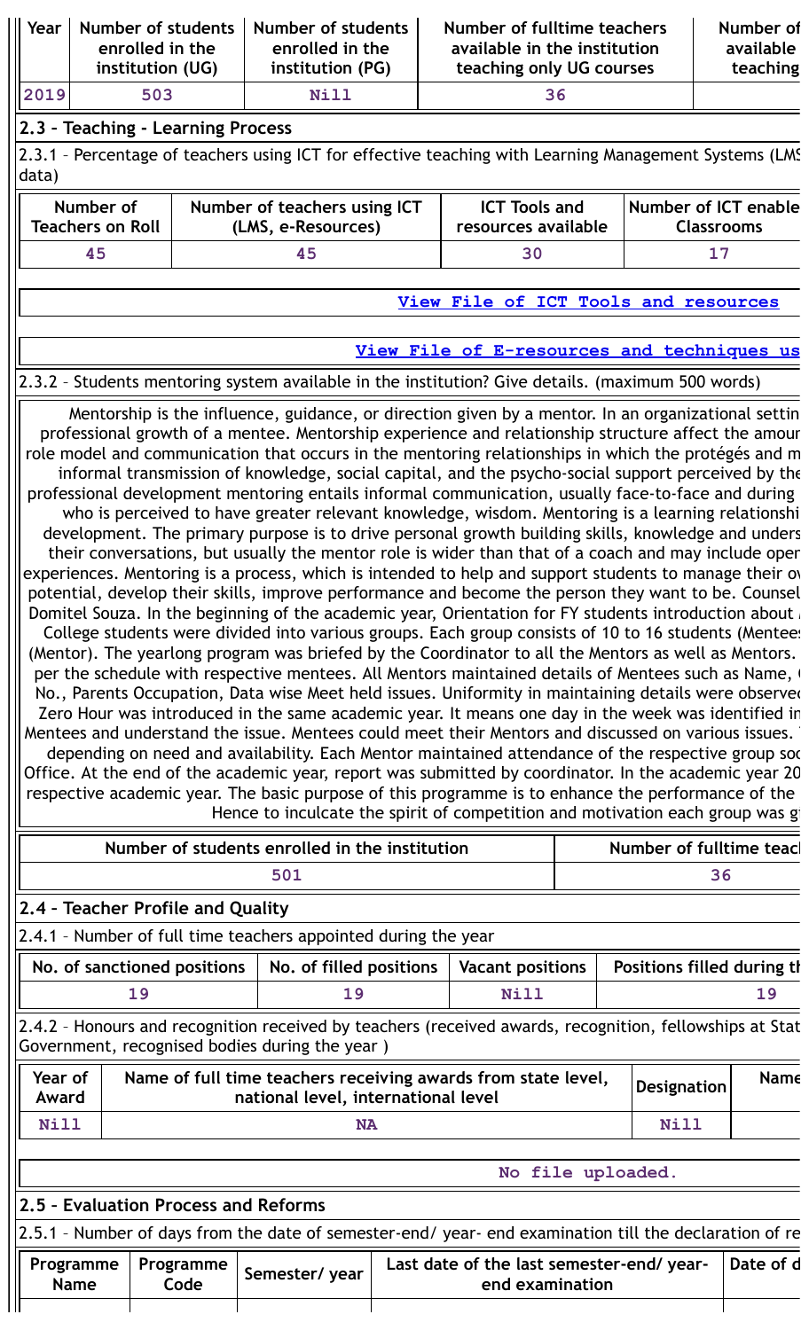| Year | Number of students enrolled in the institution (UG) | Number of students enrolled in the institution (PG) | Number of fulltime teachers available in the institution teaching only UG courses | Number of available teaching |
|---|---|---|---|---|
| 2019 | 503 | Nill | 36 | |

## 2.3 – Teaching - Learning Process

2.3.1 – Percentage of teachers using ICT for effective teaching with Learning Management Systems (LMS data)

| Number of Teachers on Roll | Number of teachers using ICT (LMS, e-Resources) | ICT Tools and resources available | Number of ICT enable Classrooms |
|---|---|---|---|
| 45 | 45 | 30 | 17 |

View File of ICT Tools and resources

View File of E-resources and techniques us

2.3.2 – Students mentoring system available in the institution? Give details. (maximum 500 words)

Mentorship is the influence, guidance, or direction given by a mentor. In an organizational settin professional growth of a mentee. Mentorship experience and relationship structure affect the amour role model and communication that occurs in the mentoring relationships in which the protégés and m informal transmission of knowledge, social capital, and the psycho-social support perceived by the professional development mentoring entails informal communication, usually face-to-face and during who is perceived to have greater relevant knowledge, wisdom. Mentoring is a learning relationshi development. The primary purpose is to drive personal growth building skills, knowledge and unders their conversations, but usually the mentor role is wider than that of a coach and may include oper experiences. Mentoring is a process, which is intended to help and support students to manage their ov potential, develop their skills, improve performance and become the person they want to be. Counsel Domitel Souza. In the beginning of the academic year, Orientation for FY students introduction about College students were divided into various groups. Each group consists of 10 to 16 students (Mentees (Mentor). The yearlong program was briefed by the Coordinator to all the Mentors as well as Mentors. per the schedule with respective mentees. All Mentors maintained details of Mentees such as Name, No., Parents Occupation, Data wise Meet held issues. Uniformity in maintaining details were observed Zero Hour was introduced in the same academic year. It means one day in the week was identified in Mentees and understand the issue. Mentees could meet their Mentors and discussed on various issues. depending on need and availability. Each Mentor maintained attendance of the respective group soo Office. At the end of the academic year, report was submitted by coordinator. In the academic year 20 respective academic year. The basic purpose of this programme is to enhance the performance of the Hence to inculcate the spirit of competition and motivation each group was g

| Number of students enrolled in the institution | Number of fulltime teacl |
|---|---|
| 501 | 36 |

## 2.4 – Teacher Profile and Quality

2.4.1 – Number of full time teachers appointed during the year

| No. of sanctioned positions | No. of filled positions | Vacant positions | Positions filled during th |
|---|---|---|---|
| 19 | 19 | Nill | 19 |

2.4.2 – Honours and recognition received by teachers (received awards, recognition, fellowships at Stat Government, recognised bodies during the year )

| Year of Award | Name of full time teachers receiving awards from state level, national level, international level | Designation | Name |
|---|---|---|---|
| Nill | NA | Nill | |

No file uploaded.

## 2.5 – Evaluation Process and Reforms

2.5.1 – Number of days from the date of semester-end/ year- end examination till the declaration of re

| Programme Name | Programme Code | Semester/ year | Last date of the last semester-end/ year- end examination | Date of d |
|---|---|---|---|---|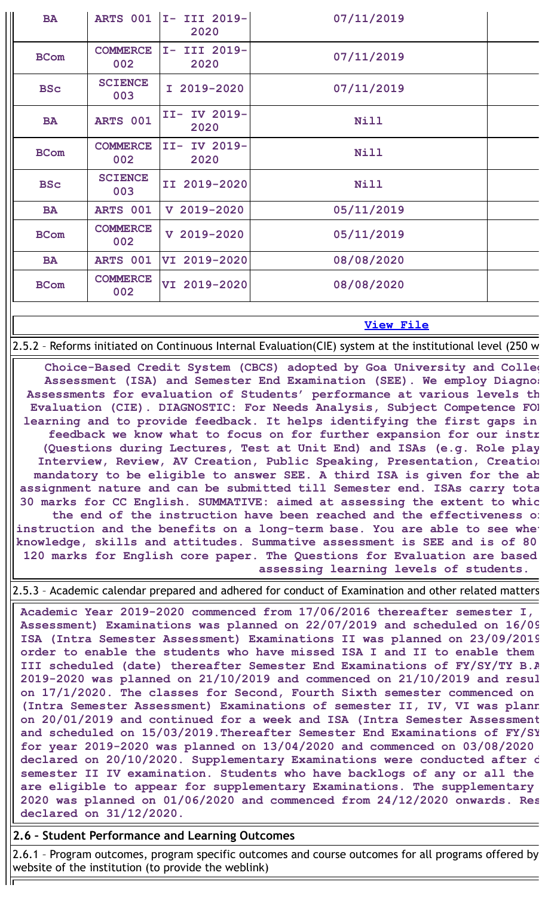| BA | ARTS 001 | I- III 2019-2020 | 07/11/2019 | |
|---|---|---|---|---|
| BCom | COMMERCE 002 | I- III 2019-2020 | 07/11/2019 | |
| BSc | SCIENCE 003 | I 2019-2020 | 07/11/2019 | |
| BA | ARTS 001 | II- IV 2019-2020 | Nill | |
| BCom | COMMERCE 002 | II- IV 2019-2020 | Nill | |
| BSc | SCIENCE 003 | II 2019-2020 | Nill | |
| BA | ARTS 001 | V 2019-2020 | 05/11/2019 | |
| BCom | COMMERCE 002 | V 2019-2020 | 05/11/2019 | |
| BA | ARTS 001 | VI 2019-2020 | 08/08/2020 | |
| BCom | COMMERCE 002 | VI 2019-2020 | 08/08/2020 | |

[View File]

2.5.2 – Reforms initiated on Continuous Internal Evaluation(CIE) system at the institutional level (250 w

**Choice-Based Credit System (CBCS) adopted by Goa University and Colleg Assessment (ISA) and Semester End Examination (SEE). We employ Diagnos Assessments for evaluation of Students' performance at various levels th Evaluation (CIE). DIAGNOSTIC: For Needs Analysis, Subject Competence FOI learning and to provide feedback. It helps identifying the first gaps in feedback we know what to focus on for further expansion for our instr (Questions during Lectures, Test at Unit End) and ISAs (e.g. Role play Interview, Review, AV Creation, Public Speaking, Presentation, Creation mandatory to be eligible to answer SEE. A third ISA is given for the ab assignment nature and can be submitted till Semester end. ISAs carry tota 30 marks for CC English. SUMMATIVE: aimed at assessing the extent to whic the end of the instruction have been reached and the effectiveness of instruction and the benefits on a long-term base. You are able to see whe knowledge, skills and attitudes. Summative assessment is SEE and is of 80 120 marks for English core paper. The Questions for Evaluation are based assessing learning levels of students.**

2.5.3 – Academic calendar prepared and adhered for conduct of Examination and other related matters

**Academic Year 2019-2020 commenced from 17/06/2016 thereafter semester I, Assessment) Examinations was planned on 22/07/2019 and scheduled on 16/09 ISA (Intra Semester Assessment) Examinations II was planned on 23/09/2019 order to enable the students who have missed ISA I and II to enable them III scheduled (date) thereafter Semester End Examinations of FY/SY/TY B.A 2019-2020 was planned on 21/10/2019 and commenced on 21/10/2019 and resul on 17/1/2020. The classes for Second, Fourth Sixth semester commenced on (Intra Semester Assessment) Examinations of semester II, IV, VI was plann on 20/01/2019 and continued for a week and ISA (Intra Semester Assessment and scheduled on 15/03/2019.Thereafter Semester End Examinations of FY/SY for year 2019-2020 was planned on 13/04/2020 and commenced on 03/08/2020 declared on 20/10/2020. Supplementary Examinations were conducted after c semester II IV examination. Students who have backlogs of any or all the are eligible to appear for supplementary Examinations. The supplementary 2020 was planned on 01/06/2020 and commenced from 24/12/2020 onwards. Res declared on 31/12/2020.**

## 2.6 – Student Performance and Learning Outcomes

2.6.1 – Program outcomes, program specific outcomes and course outcomes for all programs offered by website of the institution (to provide the weblink)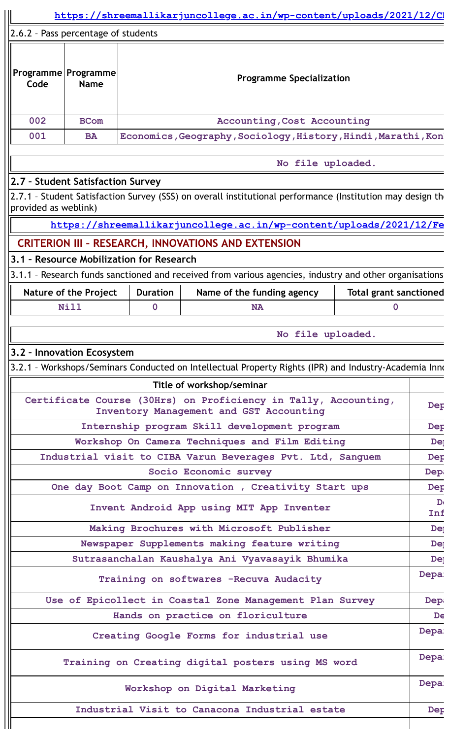https://shreemallikarjuncollege.ac.in/wp-content/uploads/2021/12/C

2.6.2 – Pass percentage of students

| Programme Code | Programme Name | Programme Specialization |
|---|---|---|
| 002 | BCom | Accounting,Cost Accounting |
| 001 | BA | Economics,Geography,Sociology,History,Hindi,Marathi,Kon |

No file uploaded.

## 2.7 – Student Satisfaction Survey

2.7.1 – Student Satisfaction Survey (SSS) on overall institutional performance (Institution may design th provided as weblink)

https://shreemallikarjuncollege.ac.in/wp-content/uploads/2021/12/Fe

# CRITERION III – RESEARCH, INNOVATIONS AND EXTENSION

## 3.1 – Resource Mobilization for Research

3.1.1 – Research funds sanctioned and received from various agencies, industry and other organisations

| Nature of the Project | Duration | Name of the funding agency | Total grant sanctioned |
|---|---|---|---|
| Nill | 0 | NA | 0 |

No file uploaded.

## 3.2 – Innovation Ecosystem

3.2.1 – Workshops/Seminars Conducted on Intellectual Property Rights (IPR) and Industry-Academia Inno

| Title of workshop/seminar | |
|---|---|
| Certificate Course (30Hrs) on Proficiency in Tally, Accounting, Inventory Management and GST Accounting | Dep |
| Internship program Skill development program | Dep |
| Workshop On Camera Techniques and Film Editing | De |
| Industrial visit to CIBA Varun Beverages Pvt. Ltd, Sanguem | Dep |
| Socio Economic survey | Dep |
| One day Boot Camp on Innovation , Creativity Start ups | Dep |
| Invent Android App using MIT App Inventer | D Inf |
| Making Brochures with Microsoft Publisher | De |
| Newspaper Supplements making feature writing | De |
| Sutrasanchalan Kaushalya Ani Vyavasayik Bhumika | De |
| Training on softwares -Recuva Audacity | Depa |
| Use of Epicollect in Coastal Zone Management Plan Survey | Depa |
| Hands on practice on floriculture | De |
| Creating Google Forms for industrial use | Depa |
| Training on Creating digital posters using MS word | Depa |
| Workshop on Digital Marketing | Depa |
| Industrial Visit to Canacona Industrial estate | Dep |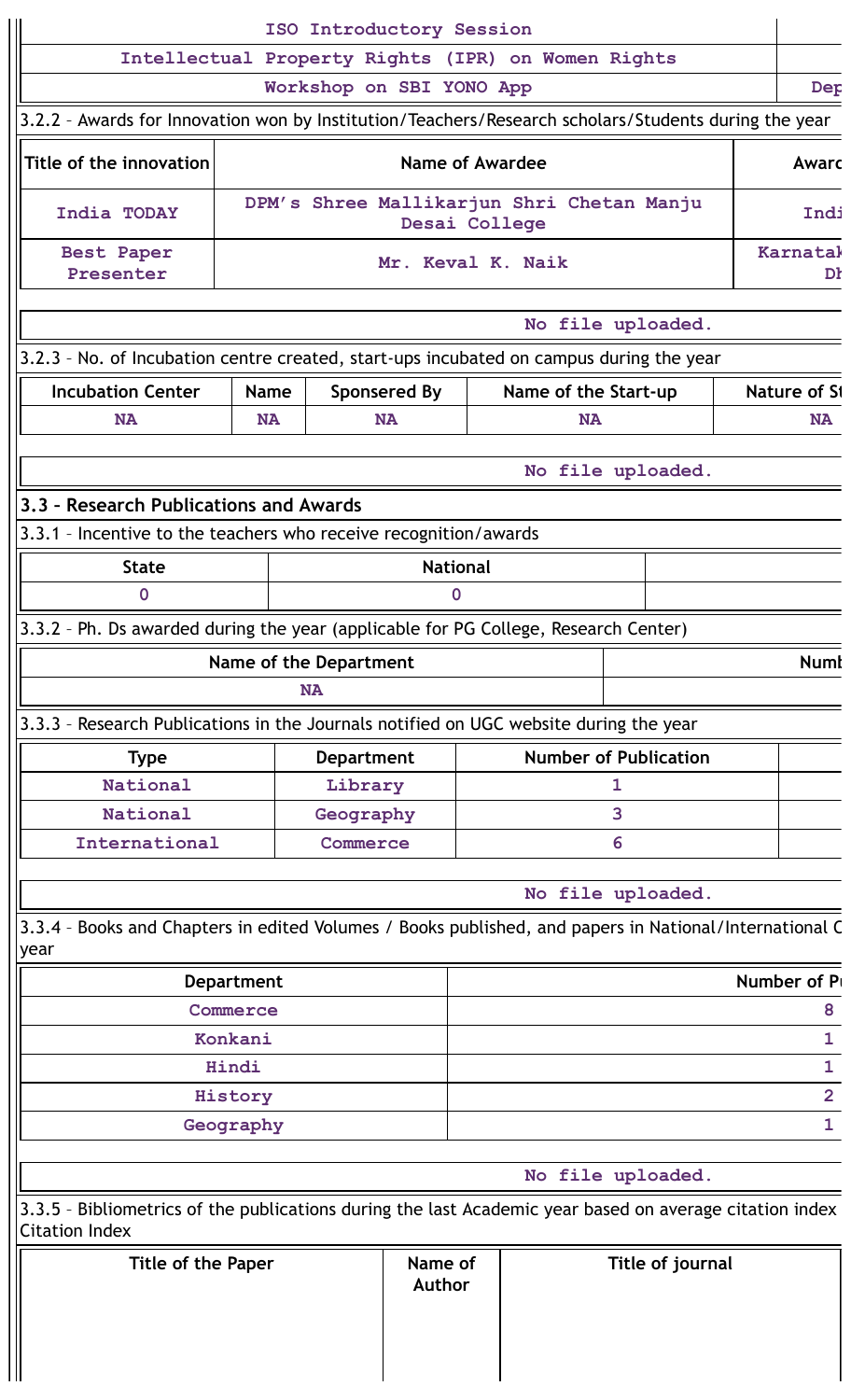| ISO Introductory Session | |
|---|---|
| Intellectual Property Rights (IPR) on Women Rights | |
| Workshop on SBI YONO App | Dep |

3.2.2 – Awards for Innovation won by Institution/Teachers/Research scholars/Students during the year

| Title of the innovation | Name of Awardee | Awarc |
|---|---|---|
| India TODAY | DPM's Shree Mallikarjun Shri Chetan Manju Desai College | Indi |
| Best Paper Presenter | Mr. Keval K. Naik | Karnatak Dh |

No file uploaded.

3.2.3 – No. of Incubation centre created, start-ups incubated on campus during the year

| Incubation Center | Name | Sponsered By | Name of the Start-up | Nature of St |
|---|---|---|---|---|
| NA | NA | NA | NA | NA |

No file uploaded.

## 3.3 – Research Publications and Awards

3.3.1 – Incentive to the teachers who receive recognition/awards

| State | National | |
|---|---|---|
| 0 | 0 | |

3.3.2 – Ph. Ds awarded during the year (applicable for PG College, Research Center)

| Name of the Department | Numb |
|---|---|
| NA | |

3.3.3 – Research Publications in the Journals notified on UGC website during the year

| Type | Department | Number of Publication | |
|---|---|---|---|
| National | Library | 1 | |
| National | Geography | 3 | |
| International | Commerce | 6 | |

No file uploaded.

3.3.4 – Books and Chapters in edited Volumes / Books published, and papers in National/International C year

| Department | Number of Pu |
|---|---|
| Commerce | 8 |
| Konkani | 1 |
| Hindi | 1 |
| History | 2 |
| Geography | 1 |

No file uploaded.

3.3.5 – Bibliometrics of the publications during the last Academic year based on average citation index Citation Index

| Title of the Paper | Name of Author | Title of journal |
|---|---|---|
| | | |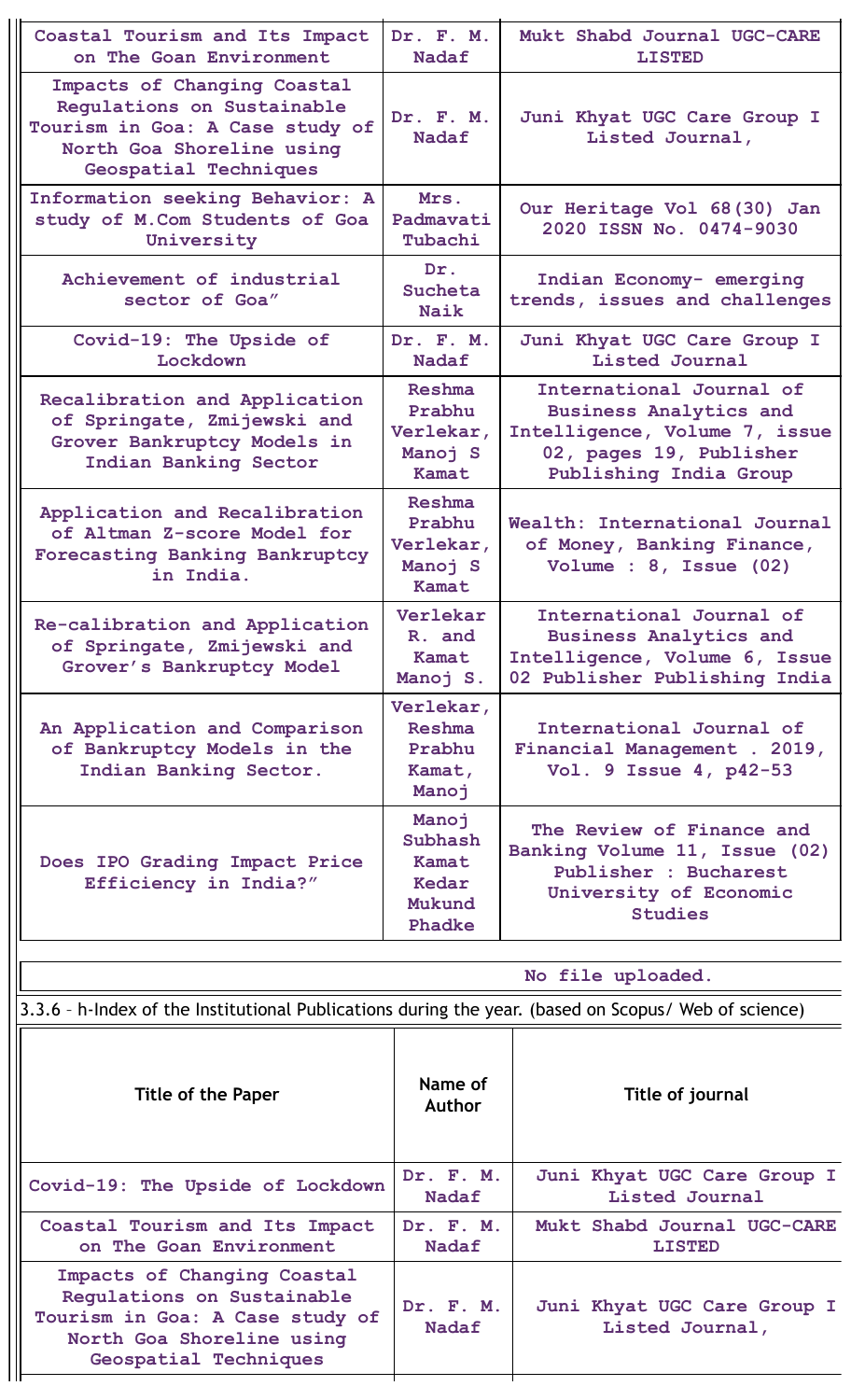| | | |
|---|---|---|
| Coastal Tourism and Its Impact on The Goan Environment | Dr. F. M. Nadaf | Mukt Shabd Journal UGC-CARE LISTED |
| Impacts of Changing Coastal Regulations on Sustainable Tourism in Goa: A Case study of North Goa Shoreline using Geospatial Techniques | Dr. F. M. Nadaf | Juni Khyat UGC Care Group I Listed Journal, |
| Information seeking Behavior: A study of M.Com Students of Goa University | Mrs. Padmavati Tubachi | Our Heritage Vol 68(30) Jan 2020 ISSN No. 0474-9030 |
| Achievement of industrial sector of Goa” | Dr. Sucheta Naik | Indian Economy- emerging trends, issues and challenges |
| Covid-19: The Upside of Lockdown | Dr. F. M. Nadaf | Juni Khyat UGC Care Group I Listed Journal |
| Recalibration and Application of Springate, Zmijewski and Grover Bankruptcy Models in Indian Banking Sector | Reshma Prabhu Verlekar, Manoj S Kamat | International Journal of Business Analytics and Intelligence, Volume 7, issue 02, pages 19, Publisher Publishing India Group |
| Application and Recalibration of Altman Z-score Model for Forecasting Banking Bankruptcy in India. | Reshma Prabhu Verlekar, Manoj S Kamat | Wealth: International Journal of Money, Banking Finance, Volume : 8, Issue (02) |
| Re-calibration and Application of Springate, Zmijewski and Grover’s Bankruptcy Model | Verlekar R. and Kamat Manoj S. | International Journal of Business Analytics and Intelligence, Volume 6, Issue 02 Publisher Publishing India |
| An Application and Comparison of Bankruptcy Models in the Indian Banking Sector. | Verlekar, Reshma Prabhu Kamat, Manoj | International Journal of Financial Management . 2019, Vol. 9 Issue 4, p42-53 |
| Does IPO Grading Impact Price Efficiency in India?” | Manoj Subhash Kamat Kedar Mukund Phadke | The Review of Finance and Banking Volume 11, Issue (02) Publisher : Bucharest University of Economic Studies |

No file uploaded.

3.3.6 – h-Index of the Institutional Publications during the year. (based on Scopus/ Web of science)

| Title of the Paper | Name of Author | Title of journal |
|---|---|---|
| Covid-19: The Upside of Lockdown | Dr. F. M. Nadaf | Juni Khyat UGC Care Group I Listed Journal |
| Coastal Tourism and Its Impact on The Goan Environment | Dr. F. M. Nadaf | Mukt Shabd Journal UGC-CARE LISTED |
| Impacts of Changing Coastal Regulations on Sustainable Tourism in Goa: A Case study of North Goa Shoreline using Geospatial Techniques | Dr. F. M. Nadaf | Juni Khyat UGC Care Group I Listed Journal, |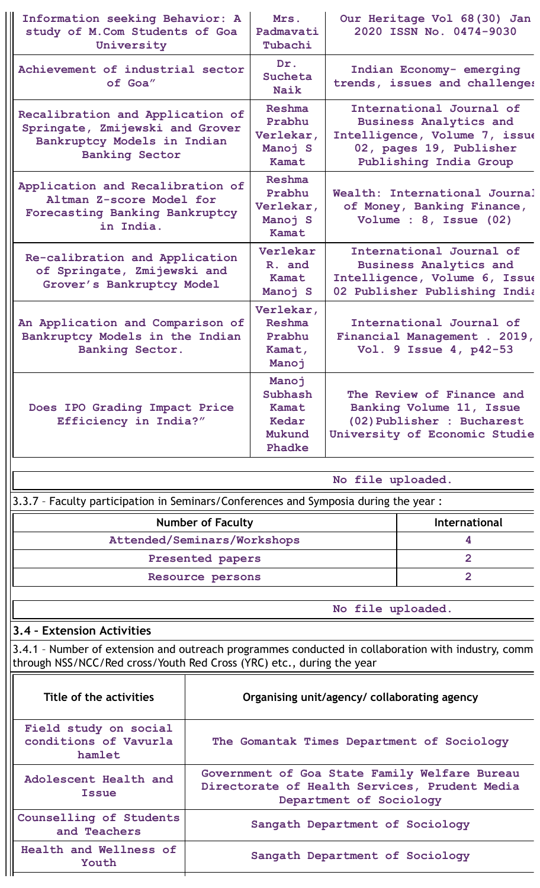| Information seeking Behavior: A study of M.Com Students of Goa University | Mrs. Padmavati Tubachi | Our Heritage Vol 68(30) Jan 2020 ISSN No. 0474-9030 |
|---|---|---|
| Achievement of industrial sector of Goa" | Dr. Sucheta Naik | Indian Economy- emerging trends, issues and challenges |
| Recalibration and Application of Springate, Zmijewski and Grover Bankruptcy Models in Indian Banking Sector | Reshma Prabhu Verlekar, Manoj S Kamat | International Journal of Business Analytics and Intelligence, Volume 7, issue 02, pages 19, Publisher Publishing India Group |
| Application and Recalibration of Altman Z-score Model for Forecasting Banking Bankruptcy in India. | Reshma Prabhu Verlekar, Manoj S Kamat | Wealth: International Journal of Money, Banking Finance, Volume : 8, Issue (02) |
| Re-calibration and Application of Springate, Zmijewski and Grover's Bankruptcy Model | Verlekar R. and Kamat Manoj S | International Journal of Business Analytics and Intelligence, Volume 6, Issue 02 Publisher Publishing India |
| An Application and Comparison of Bankruptcy Models in the Indian Banking Sector. | Verlekar, Reshma Prabhu Kamat, Manoj | International Journal of Financial Management . 2019, Vol. 9 Issue 4, p42-53 |
| Does IPO Grading Impact Price Efficiency in India?" | Manoj Subhash Kamat Kedar Mukund Phadke | The Review of Finance and Banking Volume 11, Issue (02)Publisher : Bucharest University of Economic Studie |

No file uploaded.

3.3.7 – Faculty participation in Seminars/Conferences and Symposia during the year :

| Number of Faculty | International |
|---|---|
| Attended/Seminars/Workshops | 4 |
| Presented papers | 2 |
| Resource persons | 2 |

No file uploaded.

## 3.4 – Extension Activities

3.4.1 – Number of extension and outreach programmes conducted in collaboration with industry, comm through NSS/NCC/Red cross/Youth Red Cross (YRC) etc., during the year

| Title of the activities | Organising unit/agency/ collaborating agency |
|---|---|
| Field study on social conditions of Vavurla hamlet | The Gomantak Times Department of Sociology |
| Adolescent Health and Issue | Government of Goa State Family Welfare Bureau Directorate of Health Services, Prudent Media Department of Sociology |
| Counselling of Students and Teachers | Sangath Department of Sociology |
| Health and Wellness of Youth | Sangath Department of Sociology |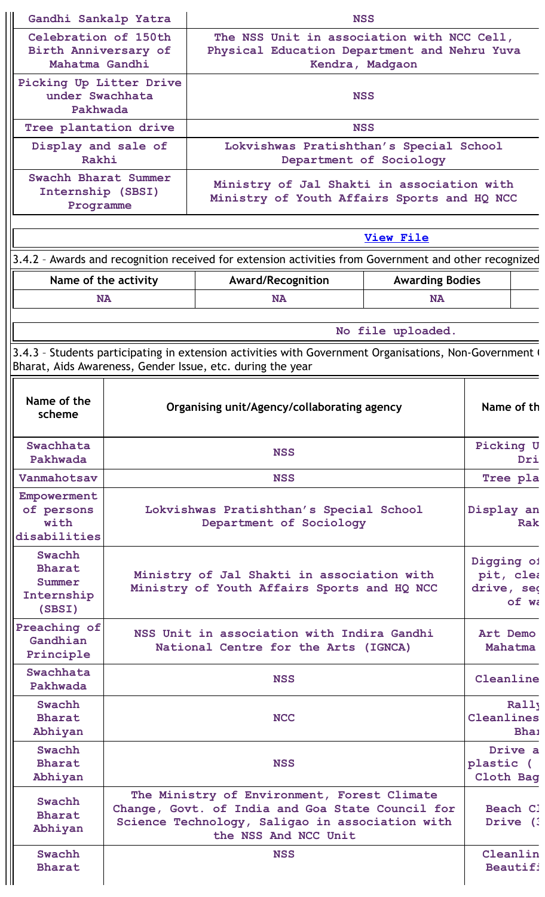| Gandhi Sankalp Yatra | NSS |
|---|---|
| Celebration of 150th Birth Anniversary of Mahatma Gandhi | The NSS Unit in association with NCC Cell, Physical Education Department and Nehru Yuva Kendra, Madgaon |
| Picking Up Litter Drive under Swachhata Pakhwada | NSS |
| Tree plantation drive | NSS |
| Display and sale of Rakhi | Lokvishwas Pratishthan's Special School Department of Sociology |
| Swachh Bharat Summer Internship (SBSI) Programme | Ministry of Jal Shakti in association with Ministry of Youth Affairs Sports and HQ NCC |

View File

3.4.2 – Awards and recognition received for extension activities from Government and other recognized

| Name of the activity | Award/Recognition | Awarding Bodies |
|---|---|---|
| NA | NA | NA |

No file uploaded.

3.4.3 – Students participating in extension activities with Government Organisations, Non-Government Bharat, Aids Awareness, Gender Issue, etc. during the year

| Name of the scheme | Organising unit/Agency/collaborating agency | Name of th |
|---|---|---|
| Swachhata Pakhwada | NSS | Picking U Dri |
| Vanmahotsav | NSS | Tree pla |
| Empowerment of persons with disabilities | Lokvishwas Pratishthan's Special School Department of Sociology | Display an Rak |
| Swachh Bharat Summer Internship (SBSI) | Ministry of Jal Shakti in association with Ministry of Youth Affairs Sports and HQ NCC | Digging of pit, clea drive, seg of wa |
| Preaching of Gandhian Principle | NSS Unit in association with Indira Gandhi National Centre for the Arts (IGNCA) | Art Demo Mahatma |
| Swachhata Pakhwada | NSS | Cleanline |
| Swachh Bharat Abhiyan | NCC | Rally Cleanlines Bhar |
| Swachh Bharat Abhiyan | NSS | Drive a plastic ( Cloth Bag |
| Swachh Bharat Abhiyan | The Ministry of Environment, Forest Climate Change, Govt. of India and Goa State Council for Science Technology, Saligao in association with the NSS And NCC Unit | Beach Cl Drive (3 |
| Swachh Bharat | NSS | Cleanlin Beautifi |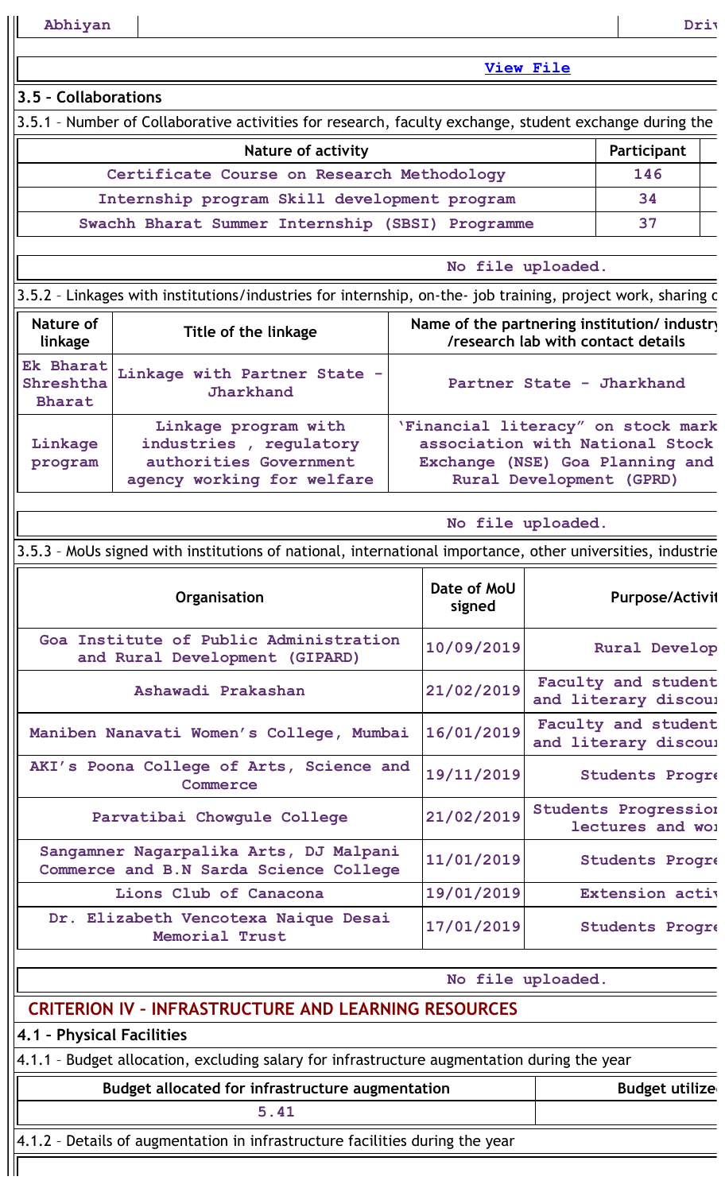| Abhiyan | | Driv |
|---|---|---|

View File

### 3.5 – Collaborations

3.5.1 – Number of Collaborative activities for research, faculty exchange, student exchange during the

| Nature of activity | Participant |
|---|---|
| Certificate Course on Research Methodology | 146 |
| Internship program Skill development program | 34 |
| Swachh Bharat Summer Internship (SBSI) Programme | 37 |

No file uploaded.

3.5.2 – Linkages with institutions/industries for internship, on-the- job training, project work, sharing o

| Nature of linkage | Title of the linkage | Name of the partnering institution/ industry /research lab with contact details |
|---|---|---|
| Ek Bharat Shreshtha Bharat | Linkage with Partner State - Jharkhand | Partner State - Jharkhand |
| Linkage program | Linkage program with industries , regulatory authorities Government agency working for welfare | 'Financial literacy" on stock mark association with National Stock Exchange (NSE) Goa Planning and Rural Development (GPRD) |

No file uploaded.

3.5.3 – MoUs signed with institutions of national, international importance, other universities, industrie

| Organisation | Date of MoU signed | Purpose/Activit |
|---|---|---|
| Goa Institute of Public Administration and Rural Development (GIPARD) | 10/09/2019 | Rural Develop |
| Ashawadi Prakashan | 21/02/2019 | Faculty and student and literary discou |
| Maniben Nanavati Women's College, Mumbai | 16/01/2019 | Faculty and student and literary discou |
| AKI's Poona College of Arts, Science and Commerce | 19/11/2019 | Students Progre |
| Parvatibai Chowgule College | 21/02/2019 | Students Progression lectures and wo |
| Sangamner Nagarpalika Arts, DJ Malpani Commerce and B.N Sarda Science College | 11/01/2019 | Students Progre |
| Lions Club of Canacona | 19/01/2019 | Extension activ |
| Dr. Elizabeth Vencotexa Naique Desai Memorial Trust | 17/01/2019 | Students Progre |

No file uploaded.

## CRITERION IV – INFRASTRUCTURE AND LEARNING RESOURCES

### 4.1 – Physical Facilities

4.1.1 – Budget allocation, excluding salary for infrastructure augmentation during the year

| Budget allocated for infrastructure augmentation | Budget utilize |
|---|---|
| 5.41 | |

4.1.2 – Details of augmentation in infrastructure facilities during the year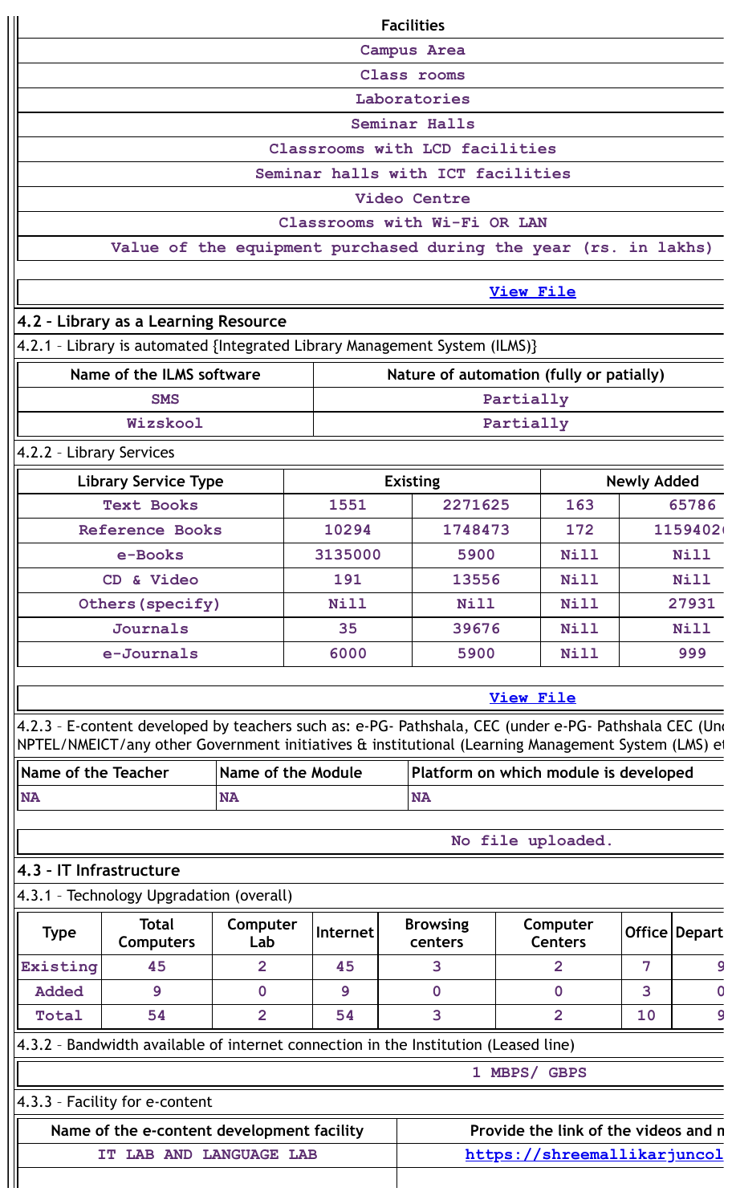| Facilities |
|---|
| Campus Area |
| Class rooms |
| Laboratories |
| Seminar Halls |
| Classrooms with LCD facilities |
| Seminar halls with ICT facilities |
| Video Centre |
| Classrooms with Wi-Fi OR LAN |
| Value of the equipment purchased during the year (rs. in lakhs) |

View File

## 4.2 – Library as a Learning Resource

4.2.1 – Library is automated {Integrated Library Management System (ILMS)}

| Name of the ILMS software | Nature of automation (fully or patially) |
|---|---|
| SMS | Partially |
| Wizskool | Partially |

4.2.2 – Library Services

| Library Service Type | Existing | | Newly Added | |
|---|---|---|---|---|
| Text Books | 1551 | 2271625 | 163 | 65786 |
| Reference Books | 10294 | 1748473 | 172 | 1159402 |
| e-Books | 3135000 | 5900 | Nill | Nill |
| CD & Video | 191 | 13556 | Nill | Nill |
| Others(specify) | Nill | Nill | Nill | 27931 |
| Journals | 35 | 39676 | Nill | Nill |
| e-Journals | 6000 | 5900 | Nill | 999 |

View File

4.2.3 – E-content developed by teachers such as: e-PG- Pathshala, CEC (under e-PG- Pathshala CEC (Und NPTEL/NMEICT/any other Government initiatives & institutional (Learning Management System (LMS) e

| Name of the Teacher | Name of the Module | Platform on which module is developed |
|---|---|---|
| NA | NA | NA |

No file uploaded.

## 4.3 – IT Infrastructure

4.3.1 – Technology Upgradation (overall)

| Type | Total Computers | Computer Lab | Internet | Browsing centers | Computer Centers | Office | Depart |
|---|---|---|---|---|---|---|---|
| Existing | 45 | 2 | 45 | 3 | 2 | 7 | 9 |
| Added | 9 | 0 | 9 | 0 | 0 | 3 | 0 |
| Total | 54 | 2 | 54 | 3 | 2 | 10 | 9 |

4.3.2 – Bandwidth available of internet connection in the Institution (Leased line)

1 MBPS/ GBPS

4.3.3 – Facility for e-content

| Name of the e-content development facility | Provide the link of the videos and m |
|---|---|
| IT LAB AND LANGUAGE LAB | https://shreemallikarjuncol |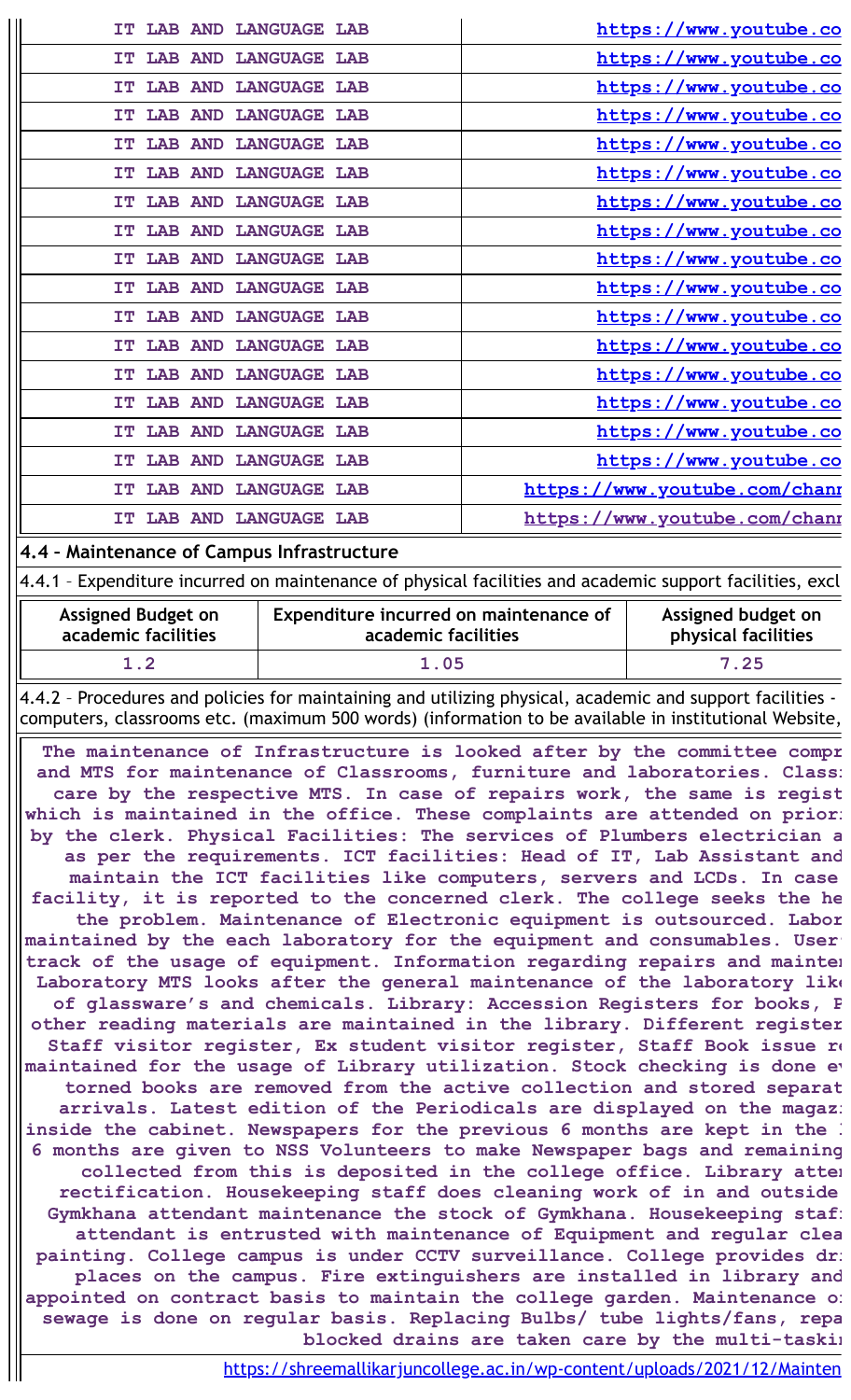| IT LAB AND LANGUAGE LAB | https://www.youtube.co |
|---|---|
| IT LAB AND LANGUAGE LAB | https://www.youtube.co |
| IT LAB AND LANGUAGE LAB | https://www.youtube.co |
| IT LAB AND LANGUAGE LAB | https://www.youtube.co |
| IT LAB AND LANGUAGE LAB | https://www.youtube.co |
| IT LAB AND LANGUAGE LAB | https://www.youtube.co |
| IT LAB AND LANGUAGE LAB | https://www.youtube.co |
| IT LAB AND LANGUAGE LAB | https://www.youtube.co |
| IT LAB AND LANGUAGE LAB | https://www.youtube.co |
| IT LAB AND LANGUAGE LAB | https://www.youtube.co |
| IT LAB AND LANGUAGE LAB | https://www.youtube.co |
| IT LAB AND LANGUAGE LAB | https://www.youtube.co |
| IT LAB AND LANGUAGE LAB | https://www.youtube.co |
| IT LAB AND LANGUAGE LAB | https://www.youtube.co |
| IT LAB AND LANGUAGE LAB | https://www.youtube.co |
| IT LAB AND LANGUAGE LAB | https://www.youtube.co |
| IT LAB AND LANGUAGE LAB | https://www.youtube.com/chann |
| IT LAB AND LANGUAGE LAB | https://www.youtube.com/chann |

**4.4 – Maintenance of Campus Infrastructure**

4.4.1 – Expenditure incurred on maintenance of physical facilities and academic support facilities, excl

| Assigned Budget on academic facilities | Expenditure incurred on maintenance of academic facilities | Assigned budget on physical facilities |
|---|---|---|
| 1.2 | 1.05 | 7.25 |

4.4.2 – Procedures and policies for maintaining and utilizing physical, academic and support facilities - computers, classrooms etc. (maximum 500 words) (information to be available in institutional Website,

The maintenance of Infrastructure is looked after by the committee compr and MTS for maintenance of Classrooms, furniture and laboratories. Class care by the respective MTS. In case of repairs work, the same is regist which is maintained in the office. These complaints are attended on prior by the clerk. Physical Facilities: The services of Plumbers electrician a as per the requirements. ICT facilities: Head of IT, Lab Assistant and maintain the ICT facilities like computers, servers and LCDs. In case facility, it is reported to the concerned clerk. The college seeks the he the problem. Maintenance of Electronic equipment is outsourced. Labor maintained by the each laboratory for the equipment and consumables. User track of the usage of equipment. Information regarding repairs and mainte Laboratory MTS looks after the general maintenance of the laboratory like of glassware's and chemicals. Library: Accession Registers for books, P other reading materials are maintained in the library. Different register Staff visitor register, Ex student visitor register, Staff Book issue re maintained for the usage of Library utilization. Stock checking is done e torned books are removed from the active collection and stored separat arrivals. Latest edition of the Periodicals are displayed on the magaz inside the cabinet. Newspapers for the previous 6 months are kept in the 6 months are given to NSS Volunteers to make Newspaper bags and remaining collected from this is deposited in the college office. Library atte rectification. Housekeeping staff does cleaning work of in and outside Gymkhana attendant maintenance the stock of Gymkhana. Housekeeping staf attendant is entrusted with maintenance of Equipment and regular clea painting. College campus is under CCTV surveillance. College provides dr places on the campus. Fire extinguishers are installed in library and appointed on contract basis to maintain the college garden. Maintenance o sewage is done on regular basis. Replacing Bulbs/ tube lights/fans, repa blocked drains are taken care by the multi-taski

https://shreemallikarjuncollege.ac.in/wp-content/uploads/2021/12/Mainten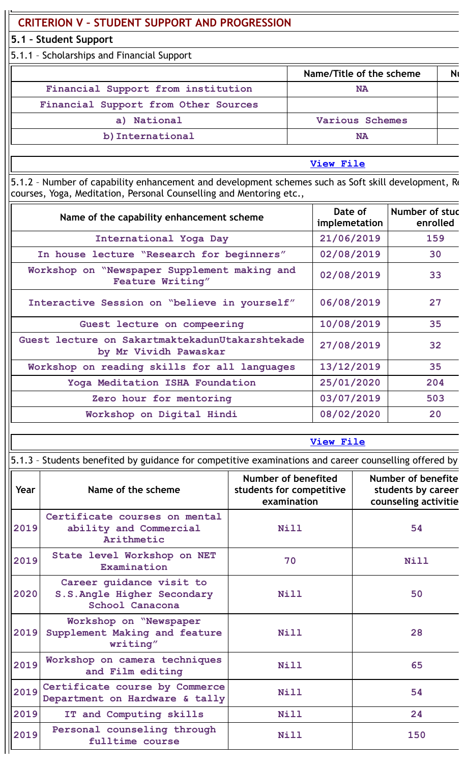## CRITERION V – STUDENT SUPPORT AND PROGRESSION

### 5.1 – Student Support

5.1.1 – Scholarships and Financial Support

| | Name/Title of the scheme | Nu |
|---|---|---|
| Financial Support from institution | NA | |
| Financial Support from Other Sources | | |
| a) National | Various Schemes | |
| b)International | NA | |

View File

5.1.2 – Number of capability enhancement and development schemes such as Soft skill development, Re courses, Yoga, Meditation, Personal Counselling and Mentoring etc.,

| Name of the capability enhancement scheme | Date of implemetation | Number of stud enrolled |
|---|---|---|
| International Yoga Day | 21/06/2019 | 159 |
| In house lecture "Research for beginners" | 02/08/2019 | 30 |
| Workshop on "Newspaper Supplement making and Feature Writing" | 02/08/2019 | 33 |
| Interactive Session on "believe in yourself" | 06/08/2019 | 27 |
| Guest lecture on compeering | 10/08/2019 | 35 |
| Guest lecture on SakartmaktekadunUtakarshtekade by Mr Vividh Pawaskar | 27/08/2019 | 32 |
| Workshop on reading skills for all languages | 13/12/2019 | 35 |
| Yoga Meditation ISHA Foundation | 25/01/2020 | 204 |
| Zero hour for mentoring | 03/07/2019 | 503 |
| Workshop on Digital Hindi | 08/02/2020 | 20 |

View File

5.1.3 – Students benefited by guidance for competitive examinations and career counselling offered by

| Year | Name of the scheme | Number of benefited students for competitive examination | Number of benefite students by career counseling activitie |
|---|---|---|---|
| 2019 | Certificate courses on mental ability and Commercial Arithmetic | Nill | 54 |
| 2019 | State level Workshop on NET Examination | 70 | Nill |
| 2020 | Career guidance visit to S.S.Angle Higher Secondary School Canacona | Nill | 50 |
| 2019 | Workshop on "Newspaper Supplement Making and feature writing" | Nill | 28 |
| 2019 | Workshop on camera techniques and Film editing | Nill | 65 |
| 2019 | Certificate course by Commerce Department on Hardware & tally | Nill | 54 |
| 2019 | IT and Computing skills | Nill | 24 |
| 2019 | Personal counseling through fulltime course | Nill | 150 |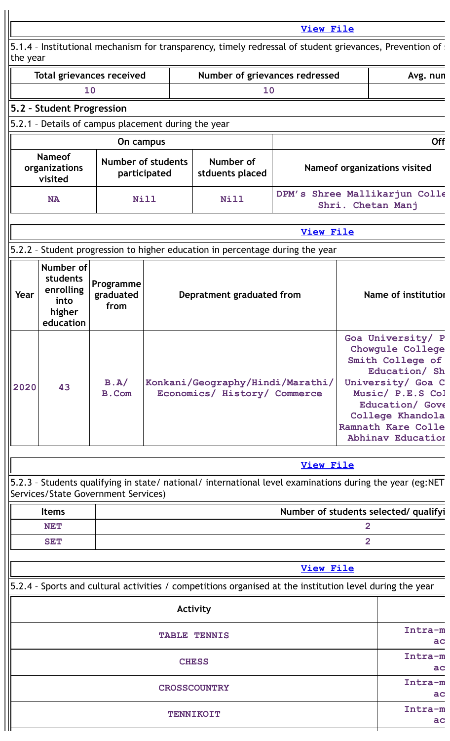| | View File |
|---|---|

5.1.4 – Institutional mechanism for transparency, timely redressal of student grievances, Prevention of the year

| Total grievances received | Number of grievances redressed | Avg. num |
|---|---|---|
| 10 | 10 | |

## 5.2 – Student Progression

5.2.1 – Details of campus placement during the year

| On campus | | | Off |
|---|---|---|---|
| Nameof organizations visited | Number of students participated | Number of stduents placed | Nameof organizations visited |
| NA | Nill | Nill | DPM's Shree Mallikarjun Colle Shri. Chetan Manj |

| | View File |
|---|---|

5.2.2 – Student progression to higher education in percentage during the year

| Year | Number of students enrolling into higher education | Programme graduated from | Depratment graduated from | Name of institution |
|---|---|---|---|---|
| 2020 | 43 | B.A/ B.Com | Konkani/Geography/Hindi/Marathi/ Economics/ History/ Commerce | Goa University/ P Chowgule College Smith College of Education/ Sh University/ Goa C Music/ P.E.S Col Education/ Gove College Khandola Ramnath Kare Colle Abhinav Education |

| | View File |
|---|---|

5.2.3 – Students qualifying in state/ national/ international level examinations during the year (eg:NET Services/State Government Services)

| Items | Number of students selected/ qualifyi |
|---|---|
| NET | 2 |
| SET | 2 |

| | View File |
|---|---|

5.2.4 – Sports and cultural activities / competitions organised at the institution level during the year

| Activity | |
|---|---|
| TABLE TENNIS | Intra-m ac |
| CHESS | Intra-m ac |
| CROSSCOUNTRY | Intra-m ac |
| TENNIKOIT | Intra-m ac |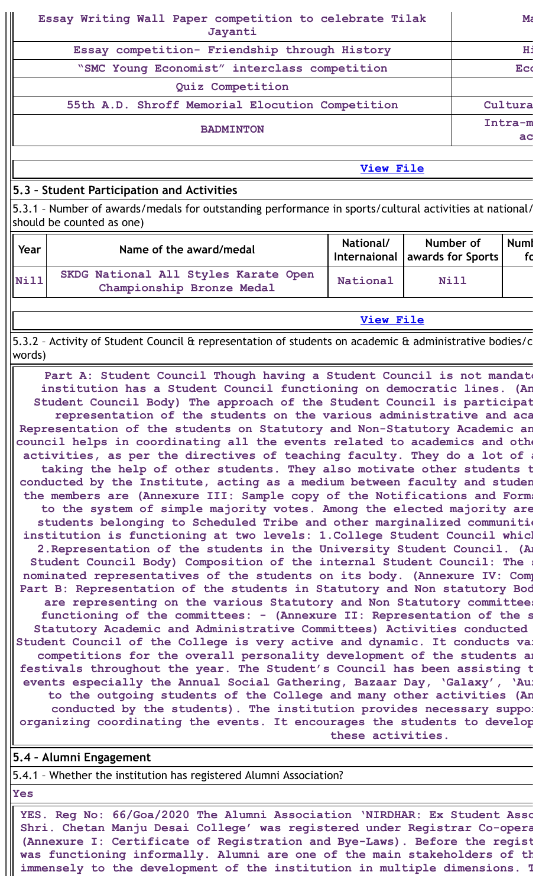| Essay Writing Wall Paper competition to celebrate Tilak Jayanti | Ma |
|---|---|
| Essay competition- Friendship through History | Hi |
| "SMC Young Economist" interclass competition | Eco |
| Quiz Competition | |
| 55th A.D. Shroff Memorial Elocution Competition | Cultura |
| BADMINTON | Intra-m ac |

View File

## 5.3 – Student Participation and Activities

5.3.1 – Number of awards/medals for outstanding performance in sports/cultural activities at national/ should be counted as one)

| Year | Name of the award/medal | National/ Internaional | Number of awards for Sports | Numb fo |
|---|---|---|---|---|
| Nill | SKDG National All Styles Karate Open Championship Bronze Medal | National | Nill | |

View File

5.3.2 – Activity of Student Council & representation of students on academic & administrative bodies/c words)

Part A: Student Council Though having a Student Council is not mandato institution has a Student Council functioning on democratic lines. (An Student Council Body) The approach of the Student Council is participat representation of the students on the various administrative and aca Representation of the students on Statutory and Non-Statutory Academic an council helps in coordinating all the events related to academics and othe activities, as per the directives of teaching faculty. They do a lot of a taking the help of other students. They also motivate other students t conducted by the Institute, acting as a medium between faculty and studen the members are (Annexure III: Sample copy of the Notifications and Forms to the system of simple majority votes. Among the elected majority are students belonging to Scheduled Tribe and other marginalized communitie institution is functioning at two levels: 1.College Student Council which 2.Representation of the students in the University Student Council. (An Student Council Body) Composition of the internal Student Council: The s nominated representatives of the students on its body. (Annexure IV: Comp Part B: Representation of the students in Statutory and Non statutory Bod are representing on the various Statutory and Non Statutory committees functioning of the committees: - (Annexure II: Representation of the s Statutory Academic and Administrative Committees) Activities conducted Student Council of the College is very active and dynamic. It conducts va competitions for the overall personality development of the students an festivals throughout the year. The Student's Council has been assisting t events especially the Annual Social Gathering, Bazaar Day, 'Galaxy', 'Au to the outgoing students of the College and many other activities (An conducted by the students). The institution provides necessary suppo organizing coordinating the events. It encourages the students to develop these activities.

## 5.4 – Alumni Engagement

5.4.1 – Whether the institution has registered Alumni Association?

Yes

YES. Reg No: 66/Goa/2020 The Alumni Association 'NIRDHAR: Ex Student Asso Shri. Chetan Manju Desai College' was registered under Registrar Co-opera (Annexure I: Certificate of Registration and Bye-Laws). Before the regist was functioning informally. Alumni are one of the main stakeholders of th immensely to the development of the institution in multiple dimensions. T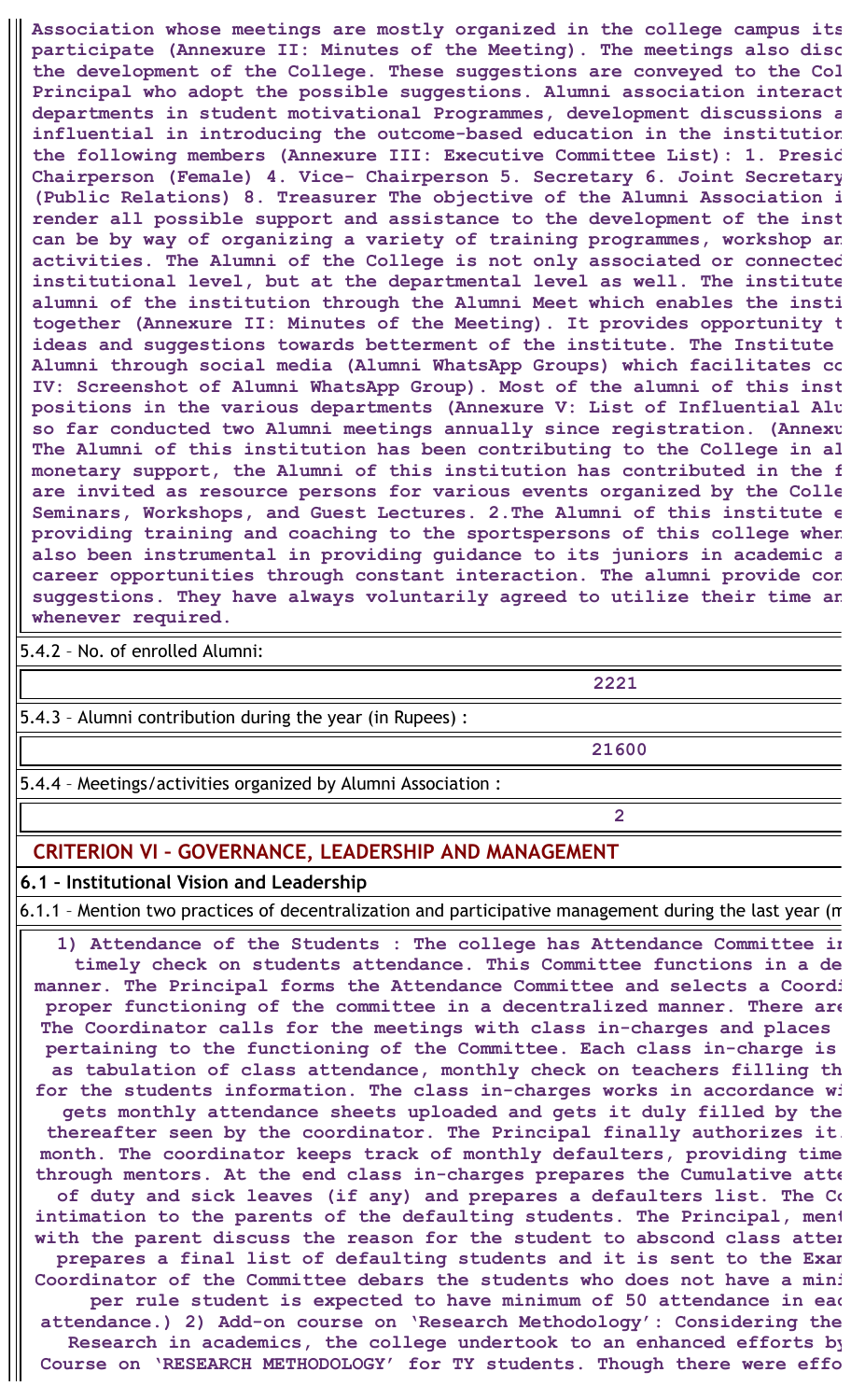Association whose meetings are mostly organized in the college campus its participate (Annexure II: Minutes of the Meeting). The meetings also disc the development of the College. These suggestions are conveyed to the Col Principal who adopt the possible suggestions. Alumni association interact departments in student motivational Programmes, development discussions a influential in introducing the outcome-based education in the institution the following members (Annexure III: Executive Committee List): 1. Presid Chairperson (Female) 4. Vice- Chairperson 5. Secretary 6. Joint Secretary (Public Relations) 8. Treasurer The objective of the Alumni Association i render all possible support and assistance to the development of the inst can be by way of organizing a variety of training programmes, workshop an activities. The Alumni of the College is not only associated or connected institutional level, but at the departmental level as well. The institute alumni of the institution through the Alumni Meet which enables the insti together (Annexure II: Minutes of the Meeting). It provides opportunity t ideas and suggestions towards betterment of the institute. The Institute Alumni through social media (Alumni WhatsApp Groups) which facilitates co IV: Screenshot of Alumni WhatsApp Group). Most of the alumni of this inst positions in the various departments (Annexure V: List of Influential Alu so far conducted two Alumni meetings annually since registration. (Annexu The Alumni of this institution has been contributing to the College in al monetary support, the Alumni of this institution has contributed in the f are invited as resource persons for various events organized by the Colle Seminars, Workshops, and Guest Lectures. 2.The Alumni of this institute e providing training and coaching to the sportspersons of this college when also been instrumental in providing guidance to its juniors in academic a career opportunities through constant interaction. The alumni provide con suggestions. They have always voluntarily agreed to utilize their time an whenever required.

5.4.2 – No. of enrolled Alumni:

| 2221 |
|---|

5.4.3 – Alumni contribution during the year (in Rupees) :

| 21600 |
|---|

5.4.4 – Meetings/activities organized by Alumni Association :

| 2 |
|---|

## CRITERION VI – GOVERNANCE, LEADERSHIP AND MANAGEMENT

### 6.1 – Institutional Vision and Leadership

6.1.1 – Mention two practices of decentralization and participative management during the last year (m

1) Attendance of the Students : The college has Attendance Committee i timely check on students attendance. This Committee functions in a de manner. The Principal forms the Attendance Committee and selects a Coordi proper functioning of the committee in a decentralized manner. There are The Coordinator calls for the meetings with class in-charges and places pertaining to the functioning of the Committee. Each class in-charge is as tabulation of class attendance, monthly check on teachers filling th for the students information. The class in-charges works in accordance wi gets monthly attendance sheets uploaded and gets it duly filled by the thereafter seen by the coordinator. The Principal finally authorizes it. month. The coordinator keeps track of monthly defaulters, providing time through mentors. At the end class in-charges prepares the Cumulative atte of duty and sick leaves (if any) and prepares a defaulters list. The Co intimation to the parents of the defaulting students. The Principal, ment with the parent discuss the reason for the student to abscond class atten prepares a final list of defaulting students and it is sent to the Exam Coordinator of the Committee debars the students who does not have a mini per rule student is expected to have minimum of 50 attendance in eac attendance.) 2) Add-on course on 'Research Methodology': Considering the Research in academics, the college undertook to an enhanced efforts by Course on 'RESEARCH METHODOLOGY' for TY students. Though there were effo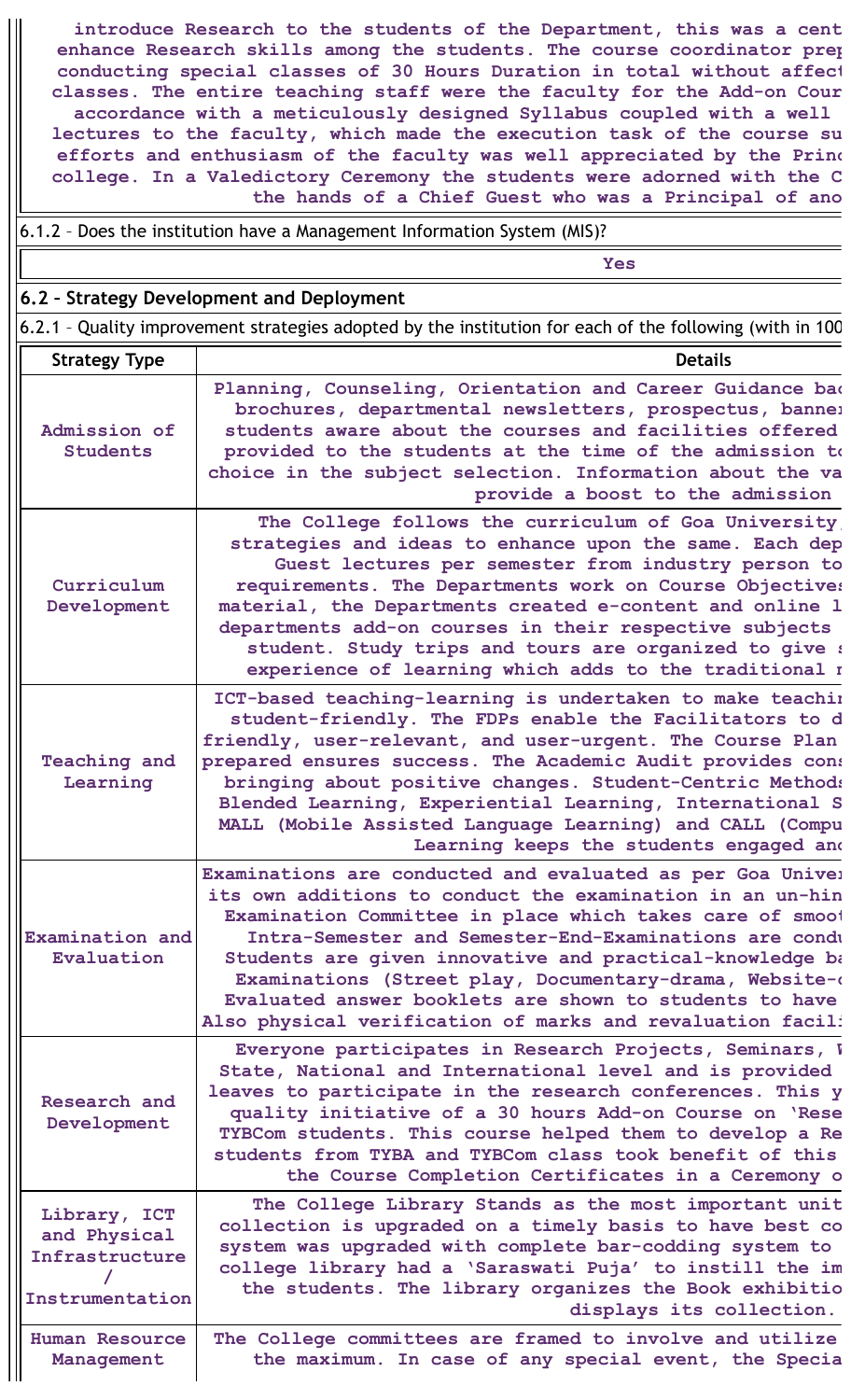introduce Research to the students of the Department, this was a cent enhance Research skills among the students. The course coordinator prep conducting special classes of 30 Hours Duration in total without affect classes. The entire teaching staff were the faculty for the Add-on Cour accordance with a meticulously designed Syllabus coupled with a well lectures to the faculty, which made the execution task of the course su efforts and enthusiasm of the faculty was well appreciated by the Princ college. In a Valedictory Ceremony the students were adorned with the C the hands of a Chief Guest who was a Principal of ano

6.1.2 – Does the institution have a Management Information System (MIS)?

Yes

## 6.2 – Strategy Development and Deployment

6.2.1 – Quality improvement strategies adopted by the institution for each of the following (with in 100

| Strategy Type | Details |
|---|---|
| Admission of Students | Planning, Counseling, Orientation and Career Guidance bac brochures, departmental newsletters, prospectus, banner students aware about the courses and facilities offered provided to the students at the time of the admission to choice in the subject selection. Information about the va provide a boost to the admission |
| Curriculum Development | The College follows the curriculum of Goa University, strategies and ideas to enhance upon the same. Each dep Guest lectures per semester from industry person to requirements. The Departments work on Course Objectives material, the Departments created e-content and online l departments add-on courses in their respective subjects student. Study trips and tours are organized to give s experience of learning which adds to the traditional r |
| Teaching and Learning | ICT-based teaching-learning is undertaken to make teachin student-friendly. The FDPs enable the Facilitators to d friendly, user-relevant, and user-urgent. The Course Plan prepared ensures success. The Academic Audit provides cons bringing about positive changes. Student-Centric Methods Blended Learning, Experiential Learning, International S MALL (Mobile Assisted Language Learning) and CALL (Compu Learning keeps the students engaged and |
| Examination and Evaluation | Examinations are conducted and evaluated as per Goa Univer its own additions to conduct the examination in an un-hin Examination Committee in place which takes care of smoot Intra-Semester and Semester-End-Examinations are condu Students are given innovative and practical-knowledge ba Examinations (Street play, Documentary-drama, Website-c Evaluated answer booklets are shown to students to have Also physical verification of marks and revaluation facili |
| Research and Development | Everyone participates in Research Projects, Seminars, W State, National and International level and is provided leaves to participate in the research conferences. This y quality initiative of a 30 hours Add-on Course on 'Rese TYBCom students. This course helped them to develop a Re students from TYBA and TYBCom class took benefit of this the Course Completion Certificates in a Ceremony o |
| Library, ICT and Physical Infrastructure / Instrumentation | The College Library Stands as the most important unit collection is upgraded on a timely basis to have best co system was upgraded with complete bar-coding system to college library had a 'Saraswati Puja' to instill the im the students. The library organizes the Book exhibitio displays its collection. |
| Human Resource Management | The College committees are framed to involve and utilize the maximum. In case of any special event, the Specia |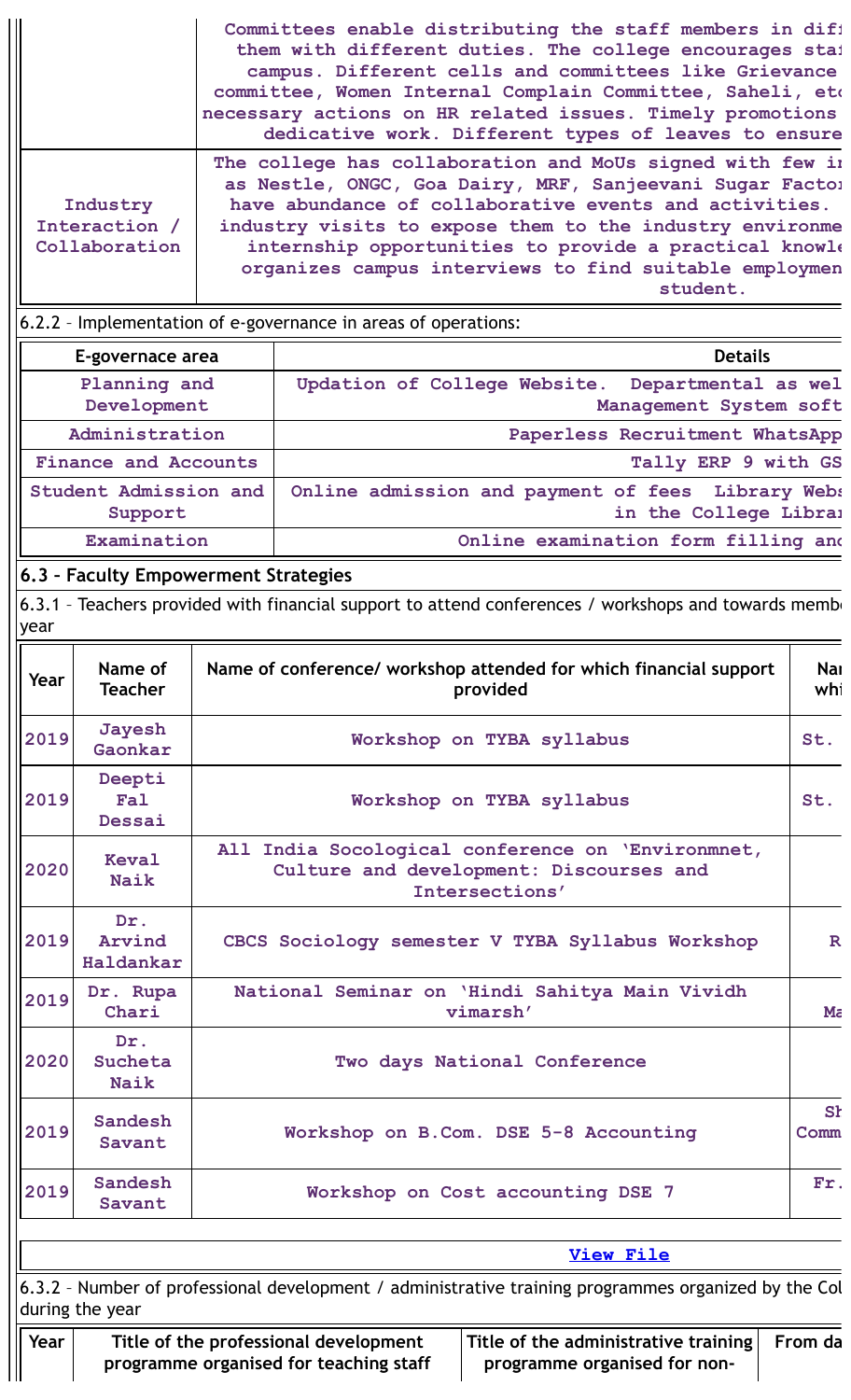| | |
|---|---|
| | Committees enable distributing the staff members in diff them with different duties. The college encourages staf campus. Different cells and committees like Grievance committee, Women Internal Complain Committee, Saheli, etc necessary actions on HR related issues. Timely promotions dedicative work. Different types of leaves to ensure |
| Industry Interaction / Collaboration | The college has collaboration and MoUs signed with few in as Nestle, ONGC, Goa Dairy, MRF, Sanjeevani Sugar Factor have abundance of collaborative events and activities. industry visits to expose them to the industry environme internship opportunities to provide a practical knowle organizes campus interviews to find suitable employmen student. |

6.2.2 – Implementation of e-governance in areas of operations:

| E-governace area | Details |
|---|---|
| Planning and Development | Updation of College Website. Departmental as wel Management System soft |
| Administration | Paperless Recruitment WhatsApp |
| Finance and Accounts | Tally ERP 9 with GS |
| Student Admission and Support | Online admission and payment of fees Library Webs in the College Librar |
| Examination | Online examination form filling and |

## 6.3 – Faculty Empowerment Strategies

6.3.1 – Teachers provided with financial support to attend conferences / workshops and towards membe year

| Year | Name of Teacher | Name of conference/ workshop attended for which financial support provided | Nar whi |
|---|---|---|---|
| 2019 | Jayesh Gaonkar | Workshop on TYBA syllabus | St. |
| 2019 | Deepti Fal Dessai | Workshop on TYBA syllabus | St. |
| 2020 | Keval Naik | All India Socological conference on 'Environmnet, Culture and development: Discourses and Intersections' | |
| 2019 | Dr. Arvind Haldankar | CBCS Sociology semester V TYBA Syllabus Workshop | R |
| 2019 | Dr. Rupa Chari | National Seminar on 'Hindi Sahitya Main Vividh vimarsh' | Ma |
| 2020 | Dr. Sucheta Naik | Two days National Conference | |
| 2019 | Sandesh Savant | Workshop on B.Com. DSE 5-8 Accounting | Sh Comm |
| 2019 | Sandesh Savant | Workshop on Cost accounting DSE 7 | Fr. |

View File

6.3.2 – Number of professional development / administrative training programmes organized by the Col during the year

| Year | Title of the professional development programme organised for teaching staff | Title of the administrative training programme organised for non- | From da |
|---|---|---|---|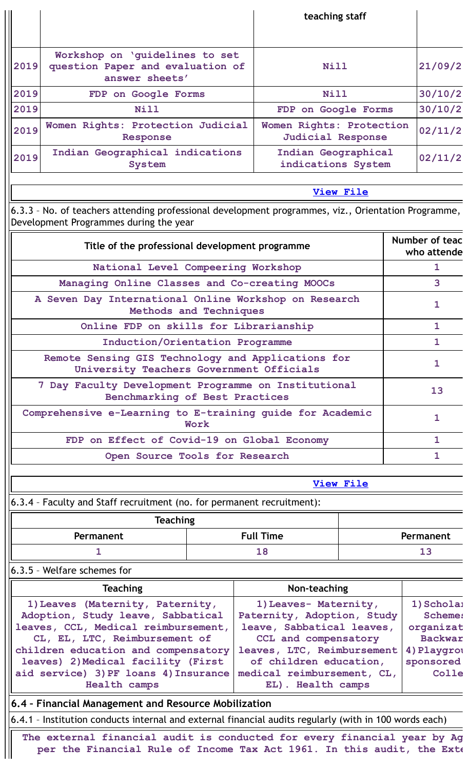| | | teaching staff | |
|---|---|---|---|
| 2019 | Workshop on 'guidelines to set question Paper and evaluation of answer sheets' | Nill | 21/09/2 |
| 2019 | FDP on Google Forms | Nill | 30/10/2 |
| 2019 | Nill | FDP on Google Forms | 30/10/2 |
| 2019 | Women Rights: Protection Judicial Response | Women Rights: Protection Judicial Response | 02/11/2 |
| 2019 | Indian Geographical indications System | Indian Geographical indications System | 02/11/2 |

[View File]

6.3.3 – No. of teachers attending professional development programmes, viz., Orientation Programme, Development Programmes during the year

| Title of the professional development programme | Number of teac who attende |
|---|---|
| National Level Compeering Workshop | 1 |
| Managing Online Classes and Co-creating MOOCs | 3 |
| A Seven Day International Online Workshop on Research Methods and Techniques | 1 |
| Online FDP on skills for Librarianship | 1 |
| Induction/Orientation Programme | 1 |
| Remote Sensing GIS Technology and Applications for University Teachers Government Officials | 1 |
| 7 Day Faculty Development Programme on Institutional Benchmarking of Best Practices | 13 |
| Comprehensive e-Learning to E-training guide for Academic Work | 1 |
| FDP on Effect of Covid-19 on Global Economy | 1 |
| Open Source Tools for Research | 1 |

[View File]

6.3.4 – Faculty and Staff recruitment (no. for permanent recruitment):

| Teaching | | |
|---|---|---|
| Permanent | Full Time | Permanent |
| 1 | 18 | 13 |

6.3.5 – Welfare schemes for

| Teaching | Non-teaching | |
|---|---|---|
| 1) Leaves (Maternity, Paternity, Adoption, Study leave, Sabbatical leaves, CCL, Medical reimbursement, CL, EL, LTC, Reimbursement of children education and compensatory leaves) 2) Medical facility (First aid service) 3) PF loans 4) Insurance Health camps | 1) Leaves- Maternity, Paternity, Adoption, Study leave, Sabbatical leaves, CCL and compensatory leaves, LTC, Reimbursement of children education, medical reimbursement, CL, EL). Health camps | 1) Schola Scheme organizat Backwar 4) Playgro sponsored Colle |

## 6.4 – Financial Management and Resource Mobilization

6.4.1 – Institution conducts internal and external financial audits regularly (with in 100 words each)

The external financial audit is conducted for every financial year by Ag per the Financial Rule of Income Tax Act 1961. In this audit, the Exte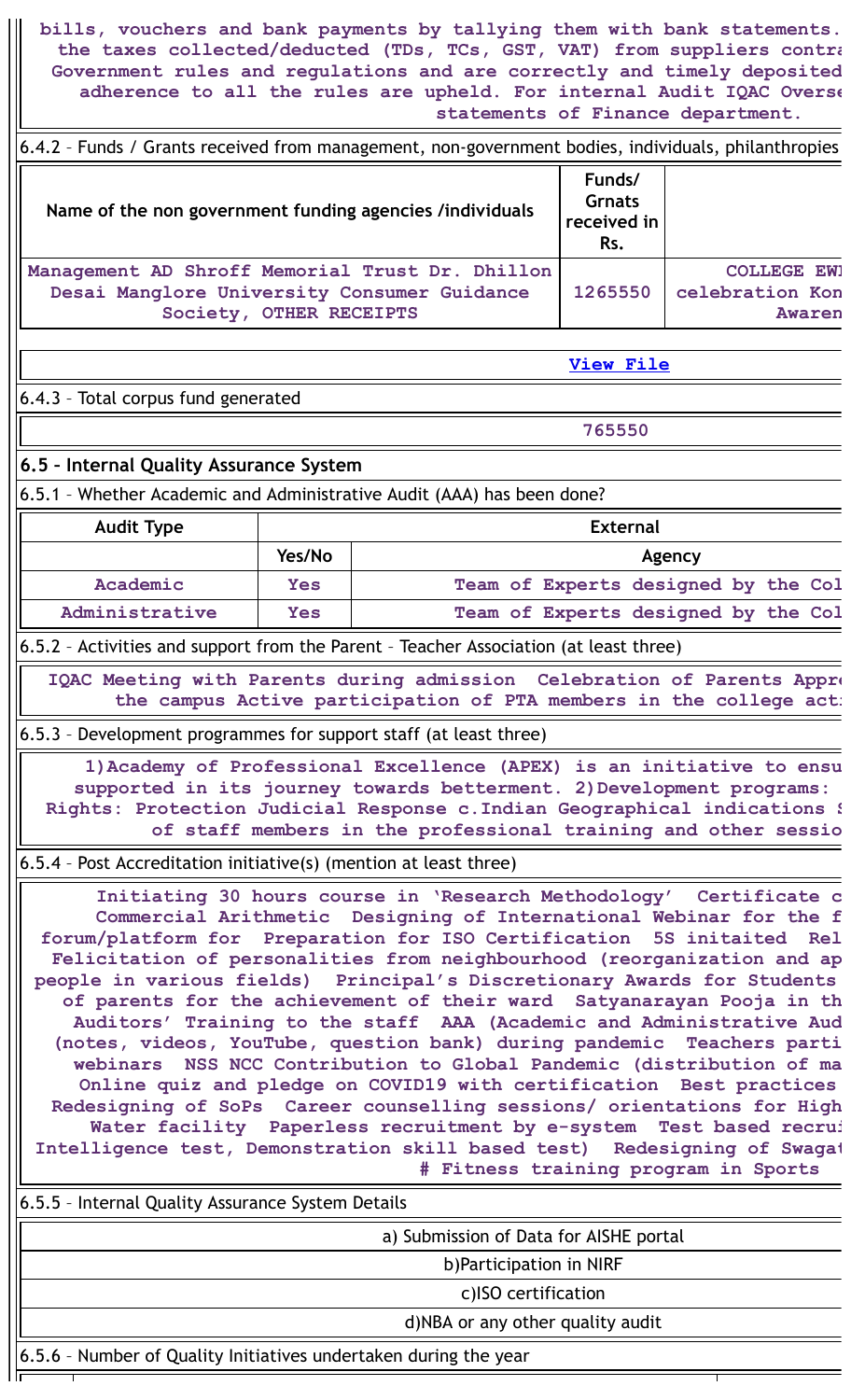bills, vouchers and bank payments by tallying them with bank statements. the taxes collected/deducted (TDs, TCs, GST, VAT) from suppliers contra Government rules and regulations and are correctly and timely deposited adherence to all the rules are upheld. For internal Audit IQAC Overse statements of Finance department.

6.4.2 – Funds / Grants received from management, non-government bodies, individuals, philanthropies

| Name of the non government funding agencies /individuals | Funds/ Grnats received in Rs. | |
|---|---|---|
| Management AD Shroff Memorial Trust Dr. Dhillon Desai Manglore University Consumer Guidance Society, OTHER RECEIPTS | 1265550 | COLLEGE EWI celebration Kon Awaren |

[View File]

6.4.3 – Total corpus fund generated

| 765550 |
|---|

## 6.5 – Internal Quality Assurance System

6.5.1 – Whether Academic and Administrative Audit (AAA) has been done?

| Audit Type | External | |
|---|---|---|
| | Yes/No | Agency |
| Academic | Yes | Team of Experts designed by the Col |
| Administrative | Yes | Team of Experts designed by the Col |

6.5.2 – Activities and support from the Parent – Teacher Association (at least three)

IQAC Meeting with Parents during admission Celebration of Parents Appre the campus Active participation of PTA members in the college acti

6.5.3 – Development programmes for support staff (at least three)

1)Academy of Professional Excellence (APEX) is an initiative to ensu supported in its journey towards betterment. 2)Development programs: Rights: Protection Judicial Response c.Indian Geographical indications S of staff members in the professional training and other sessio

6.5.4 – Post Accreditation initiative(s) (mention at least three)

Initiating 30 hours course in 'Research Methodology' Certificate c Commercial Arithmetic Designing of International Webinar for the f forum/platform for Preparation for ISO Certification 5S initaited Rel Felicitation of personalities from neighbourhood (reorganization and ap people in various fields) Principal's Discretionary Awards for Students of parents for the achievement of their ward Satyanarayan Pooja in th Auditors' Training to the staff AAA (Academic and Administrative Aud (notes, videos, YouTube, question bank) during pandemic Teachers parti webinars NSS NCC Contribution to Global Pandemic (distribution of ma Online quiz and pledge on COVID19 with certification Best practices Redesigning of SoPs Career counselling sessions/ orientations for High Water facility Paperless recruitment by e-system Test based recrui Intelligence test, Demonstration skill based test) Redesigning of Swagat # Fitness training program in Sports

6.5.5 – Internal Quality Assurance System Details

| a) Submission of Data for AISHE portal |
|---|
| b)Participation in NIRF |
| c)ISO certification |
| d)NBA or any other quality audit |

6.5.6 – Number of Quality Initiatives undertaken during the year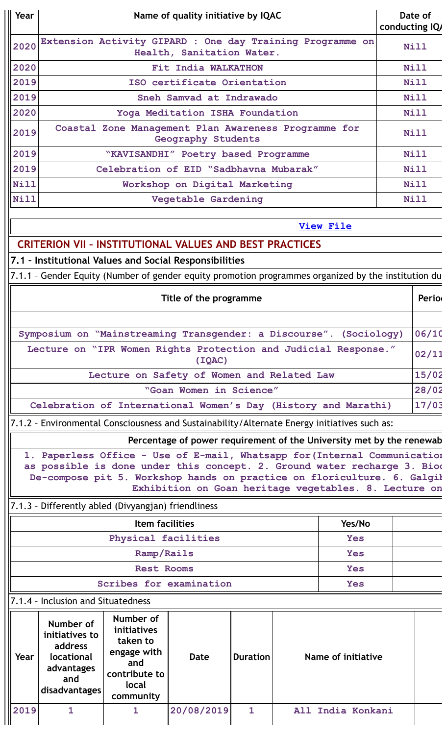| Year | Name of quality initiative by IQAC | Date of conducting IQA |
|---|---|---|
| 2020 | Extension Activity GIPARD : One day Training Programme on Health, Sanitation Water. | Nill |
| 2020 | Fit India WALKATHON | Nill |
| 2019 | ISO certificate Orientation | Nill |
| 2019 | Sneh Samvad at Indrawado | Nill |
| 2020 | Yoga Meditation ISHA Foundation | Nill |
| 2019 | Coastal Zone Management Plan Awareness Programme for Geography Students | Nill |
| 2019 | "KAVISANDHI" Poetry based Programme | Nill |
| 2019 | Celebration of EID "Sadbhavna Mubarak" | Nill |
| Nill | Workshop on Digital Marketing | Nill |
| Nill | Vegetable Gardening | Nill |

View File

## CRITERION VII – INSTITUTIONAL VALUES AND BEST PRACTICES

### 7.1 – Institutional Values and Social Responsibilities

7.1.1 – Gender Equity (Number of gender equity promotion programmes organized by the institution du

| Title of the programme | Perio |
|---|---|
| | |
| Symposium on "Mainstreaming Transgender: a Discourse". (Sociology) | 06/10 |
| Lecture on "IPR Women Rights Protection and Judicial Response." (IQAC) | 02/11 |
| Lecture on Safety of Women and Related Law | 15/02 |
| "Goan Women in Science" | 28/02 |
| Celebration of International Women's Day (History and Marathi) | 17/03 |

7.1.2 – Environmental Consciousness and Sustainability/Alternate Energy initiatives such as:

| Percentage of power requirement of the University met by the renewab |
|---|
| 1. Paperless Office – Use of E-mail, Whatsapp for(Internal Communicatio as possible is done under this concept. 2. Ground water recharge 3. Bio De-compose pit 5. Workshop hands on practice on floriculture. 6. Galgi Exhibition on Goan heritage vegetables. 8. Lecture on |

7.1.3 – Differently abled (Divyangjan) friendliness

| Item facilities | Yes/No | |
|---|---|---|
| Physical facilities | Yes | |
| Ramp/Rails | Yes | |
| Rest Rooms | Yes | |
| Scribes for examination | Yes | |

7.1.4 – Inclusion and Situatedness

| Year | Number of initiatives to address locational advantages and disadvantages | Number of initiatives taken to engage with and contribute to local community | Date | Duration | Name of initiative | |
|---|---|---|---|---|---|---|
| 2019 | 1 | 1 | 20/08/2019 | 1 | All India Konkani | |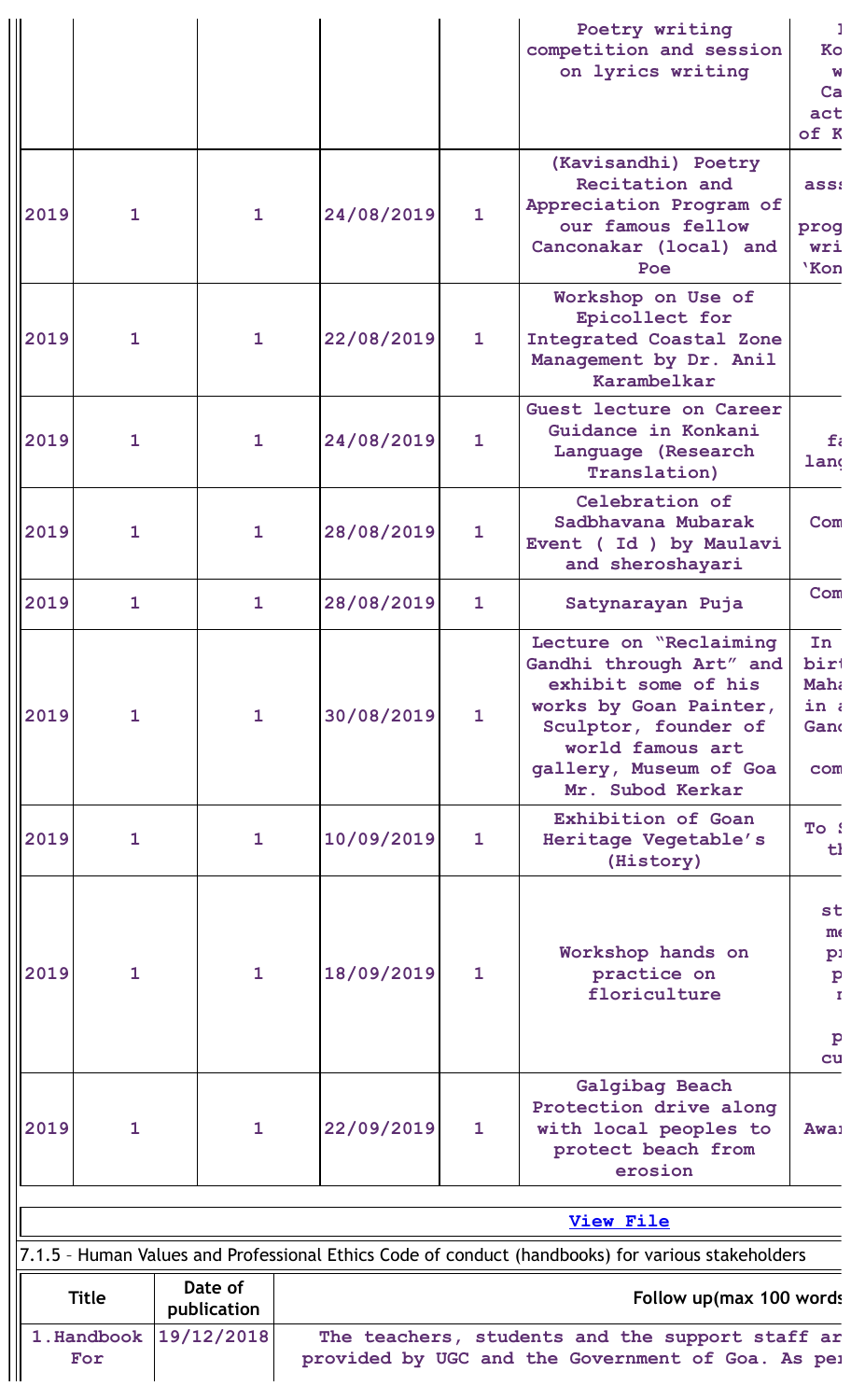|  |  |  |  |  | Poetry writing competition and session on lyrics writing | I Ko w Ca act of K |
|---|---|---|---|---|---|---|
| 2019 | 1 | 1 | 24/08/2019 | 1 | (Kavisandhi) Poetry Recitation and Appreciation Program of our famous fellow Canconakar (local) and Poe | ass prog wri 'Kon |
| 2019 | 1 | 1 | 22/08/2019 | 1 | Workshop on Use of Epicollect for Integrated Coastal Zone Management by Dr. Anil Karambelkar |  |
| 2019 | 1 | 1 | 24/08/2019 | 1 | Guest lecture on Career Guidance in Konkani Language (Research Translation) | fa lang |
| 2019 | 1 | 1 | 28/08/2019 | 1 | Celebration of Sadbhavana Mubarak Event ( Id ) by Maulavi and sheroshayari | Com |
| 2019 | 1 | 1 | 28/08/2019 | 1 | Satynarayan Puja | Com |
| 2019 | 1 | 1 | 30/08/2019 | 1 | Lecture on "Reclaiming Gandhi through Art" and exhibit some of his works by Goan Painter, Sculptor, founder of world famous art gallery, Museum of Goa Mr. Subod Kerkar | In birt Maha in a Gand com |
| 2019 | 1 | 1 | 10/09/2019 | 1 | Exhibition of Goan Heritage Vegetable's (History) | To S th |
| 2019 | 1 | 1 | 18/09/2019 | 1 | Workshop hands on practice on floriculture | st me pr p r p cu |
| 2019 | 1 | 1 | 22/09/2019 | 1 | Galgibag Beach Protection drive along with local peoples to protect beach from erosion | Awar |

View File

7.1.5 – Human Values and Professional Ethics Code of conduct (handbooks) for various stakeholders

| Title | Date of publication | Follow up(max 100 words |
|---|---|---|
| 1.Handbook For | 19/12/2018 | The teachers, students and the support staff ar provided by UGC and the Government of Goa. As pe |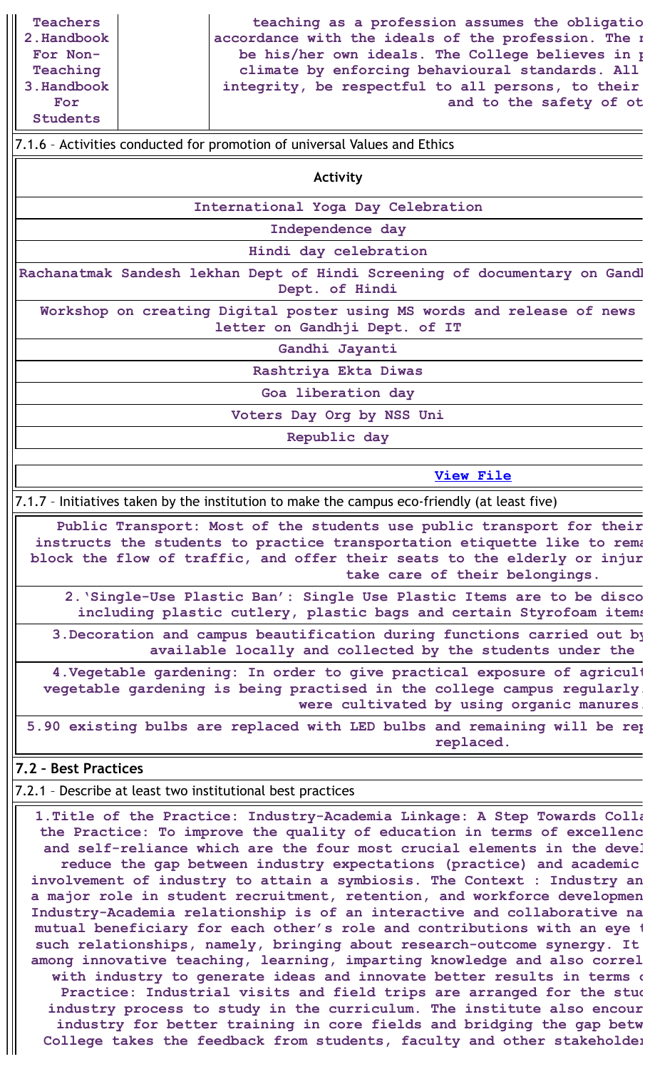| Teachers 2.Handbook For Non-Teaching 3.Handbook For Students | | teaching as a profession assumes the obligatio accordance with the ideals of the profession. The r be his/her own ideals. The College believes in p climate by enforcing behavioural standards. All integrity, be respectful to all persons, to their and to the safety of ot |
|---|---|---|

7.1.6 – Activities conducted for promotion of universal Values and Ethics

| Activity |
|---|
| International Yoga Day Celebration |
| Independence day |
| Hindi day celebration |
| Rachanatmak Sandesh lekhan Dept of Hindi Screening of documentary on Gandh Dept. of Hindi |
| Workshop on creating Digital poster using MS words and release of news letter on Gandhji Dept. of IT |
| Gandhi Jayanti |
| Rashtriya Ekta Diwas |
| Goa liberation day |
| Voters Day Org by NSS Uni |
| Republic day |

View File

7.1.7 – Initiatives taken by the institution to make the campus eco-friendly (at least five)

Public Transport: Most of the students use public transport for their instructs the students to practice transportation etiquette like to rema block the flow of traffic, and offer their seats to the elderly or injur take care of their belongings.

2.'Single-Use Plastic Ban': Single Use Plastic Items are to be disco including plastic cutlery, plastic bags and certain Styrofoam items

3.Decoration and campus beautification during functions carried out by available locally and collected by the students under the

4.Vegetable gardening: In order to give practical exposure of agricult vegetable gardening is being practised in the college campus regularly. were cultivated by using organic manures.

5.90 existing bulbs are replaced with LED bulbs and remaining will be rep replaced.

**7.2 – Best Practices**

7.2.1 – Describe at least two institutional best practices

1.Title of the Practice: Industry-Academia Linkage: A Step Towards Colla the Practice: To improve the quality of education in terms of excellenc and self-reliance which are the four most crucial elements in the devel reduce the gap between industry expectations (practice) and academic involvement of industry to attain a symbiosis. The Context : Industry an a major role in student recruitment, retention, and workforce developmen Industry-Academia relationship is of an interactive and collaborative na mutual beneficiary for each other's role and contributions with an eye t such relationships, namely, bringing about research-outcome synergy. It among innovative teaching, learning, imparting knowledge and also correl with industry to generate ideas and innovate better results in terms o Practice: Industrial visits and field trips are arranged for the stud industry process to study in the curriculum. The institute also encour industry for better training in core fields and bridging the gap betw College takes the feedback from students, faculty and other stakeholder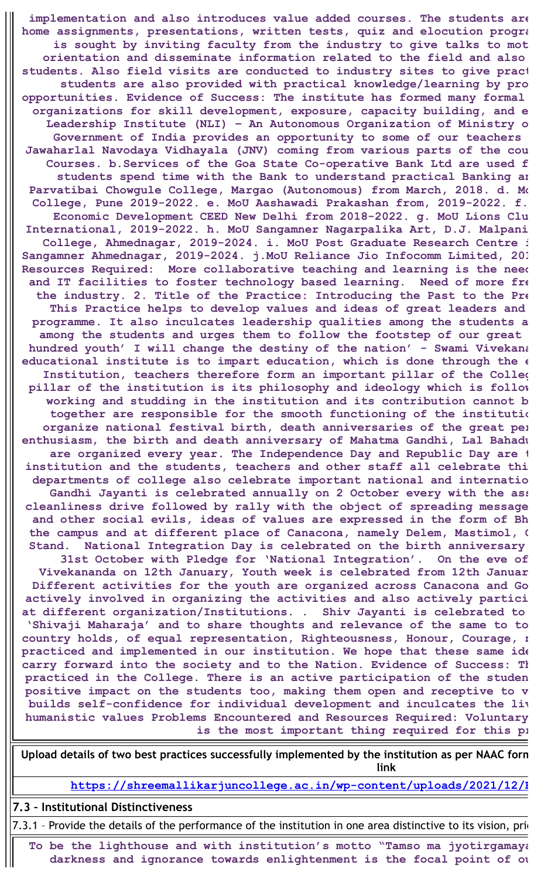implementation and also introduces value added courses. The students are home assignments, presentations, written tests, quiz and elocution progra is sought by inviting faculty from the industry to give talks to mot orientation and disseminate information related to the field and also students. Also field visits are conducted to industry sites to give pract students are also provided with practical knowledge/learning by pro opportunities. Evidence of Success: The institute has formed many formal organizations for skill development, exposure, capacity building, and e Leadership Institute (NLI) – An Autonomous Organization of Ministry o Government of India provides an opportunity to some of our teachers Jawaharlal Navodaya Vidhayala (JNV) coming from various parts of the cou Courses. b.Services of the Goa State Co-operative Bank Ltd are used f students spend time with the Bank to understand practical Banking an Parvatibai Chowgule College, Margao (Autonomous) from March, 2018. d. Mo College, Pune 2019-2022. e. MoU Aashawadi Prakashan from, 2019-2022. f. Economic Development CEED New Delhi from 2018-2022. g. MoU Lions Clu International, 2019-2022. h. MoU Sangamner Nagarpalika Art, D.J. Malpani College, Ahmednagar, 2019-2024. i. MoU Post Graduate Research Centre i Sangamner Ahmednagar, 2019-2024. j.MoU Reliance Jio Infocomm Limited, 201 Resources Required: More collaborative teaching and learning is the need and IT facilities to foster technology based learning. Need of more fre the industry. 2. Title of the Practice: Introducing the Past to the Pre This Practice helps to develop values and ideas of great leaders and programme. It also inculcates leadership qualities among the students a among the students and urges them to follow the footstep of our great hundred youth' I will change the destiny of the nation' - Swami Vivekana educational institute is to impart education, which is done through the e Institution, teachers therefore form an important pillar of the Colleg pillar of the institution is its philosophy and ideology which is follow working and studding in the institution and its contribution cannot b together are responsible for the smooth functioning of the instituti organize national festival birth, death anniversaries of the great per enthusiasm, the birth and death anniversary of Mahatma Gandhi, Lal Bahadu are organized every year. The Independence Day and Republic Day are institution and the students, teachers and other staff all celebrate thi departments of college also celebrate important national and internatio Gandhi Jayanti is celebrated annually on 2 October every with the ass cleanliness drive followed by rally with the object of spreading message and other social evils, ideas of values are expressed in the form of Bh the campus and at different place of Canacona, namely Delem, Mastimol, Stand. National Integration Day is celebrated on the birth anniversary 31st October with Pledge for 'National Integration'. On the eve of Vivekananda on 12th January, Youth week is celebrated from 12th Januar Different activities for the youth are organized across Canacona and Go actively involved in organizing the activities and also actively partici at different organization/Institutions. . Shiv Jayanti is celebrated to 'Shivaji Maharaja' and to share thoughts and relevance of the same to to country holds, of equal representation, Righteousness, Honour, Courage, practiced and implemented in our institution. We hope that these same ide carry forward into the society and to the Nation. Evidence of Success: Th practiced in the College. There is an active participation of the studen positive impact on the students too, making them open and receptive to v builds self-confidence for individual development and inculcates the liv humanistic values Problems Encountered and Resources Required: Voluntary is the most important thing required for this pr

**Upload details of two best practices successfully implemented by the institution as per NAAC form link**

https://shreemallikarjuncollege.ac.in/wp-content/uploads/2021/12/

**7.3 – Institutional Distinctiveness**

7.3.1 – Provide the details of the performance of the institution in one area distinctive to its vision, pri

To be the lighthouse and with institution's motto "Tamso ma jyotirgamaya darkness and ignorance towards enlightenment is the focal point of ou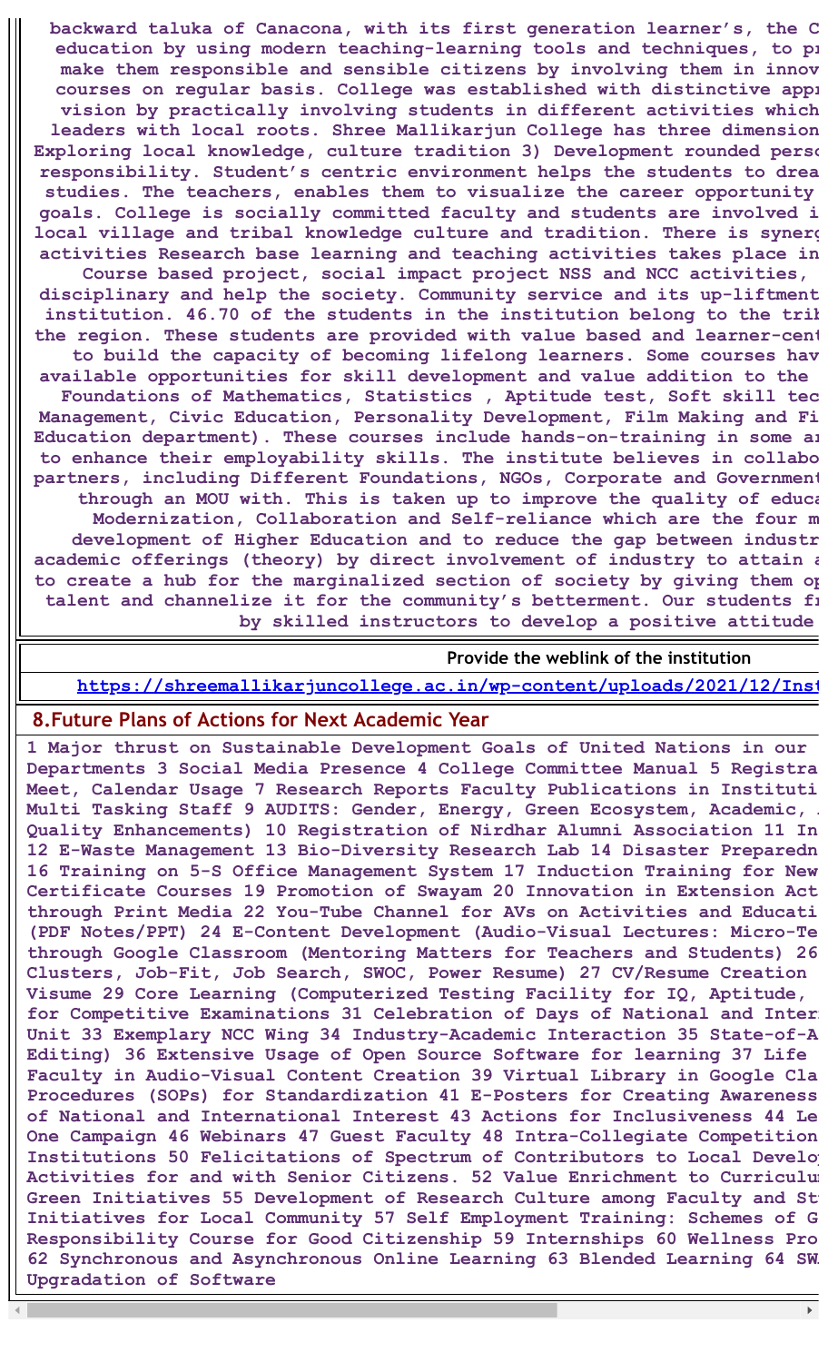backward taluka of Canacona, with its first generation learner's, the C education by using modern teaching-learning tools and techniques, to pr make them responsible and sensible citizens by involving them in innov courses on regular basis. College was established with distinctive appr vision by practically involving students in different activities which leaders with local roots. Shree Mallikarjun College has three dimension Exploring local knowledge, culture tradition 3) Development rounded perso responsibility. Student's centric environment helps the students to drea studies. The teachers, enables them to visualize the career opportunity goals. College is socially committed faculty and students are involved i local village and tribal knowledge culture and tradition. There is synerg activities Research base learning and teaching activities takes place in Course based project, social impact project NSS and NCC activities, disciplinary and help the society. Community service and its up-liftment institution. 46.70 of the students in the institution belong to the trib the region. These students are provided with value based and learner-cent to build the capacity of becoming lifelong learners. Some courses hav available opportunities for skill development and value addition to the Foundations of Mathematics, Statistics , Aptitude test, Soft skill tec Management, Civic Education, Personality Development, Film Making and Fi Education department). These courses include hands-on-training in some ar to enhance their employability skills. The institute believes in collabo partners, including Different Foundations, NGOs, Corporate and Government through an MOU with. This is taken up to improve the quality of educa Modernization, Collaboration and Self-reliance which are the four m development of Higher Education and to reduce the gap between industr academic offerings (theory) by direct involvement of industry to attain a to create a hub for the marginalized section of society by giving them op talent and channelize it for the community's betterment. Our students fr by skilled instructors to develop a positive attitude

**Provide the weblink of the institution**

https://shreemallikarjuncollege.ac.in/wp-content/uploads/2021/12/Inst

## 8.Future Plans of Actions for Next Academic Year

1 Major thrust on Sustainable Development Goals of United Nations in our Departments 3 Social Media Presence 4 College Committee Manual 5 Registra Meet, Calendar Usage 7 Research Reports Faculty Publications in Instituti Multi Tasking Staff 9 AUDITS: Gender, Energy, Green Ecosystem, Academic, Quality Enhancements) 10 Registration of Nirdhar Alumni Association 11 In 12 E-Waste Management 13 Bio-Diversity Research Lab 14 Disaster Preparedn 16 Training on 5-S Office Management System 17 Induction Training for New Certificate Courses 19 Promotion of Swayam 20 Innovation in Extension Act through Print Media 22 You-Tube Channel for AVs on Activities and Educati (PDF Notes/PPT) 24 E-Content Development (Audio-Visual Lectures: Micro-Te through Google Classroom (Mentoring Matters for Teachers and Students) 26 Clusters, Job-Fit, Job Search, SWOC, Power Resume) 27 CV/Resume Creation Visume 29 Core Learning (Computerized Testing Facility for IQ, Aptitude, for Competitive Examinations 31 Celebration of Days of National and Inter Unit 33 Exemplary NCC Wing 34 Industry-Academic Interaction 35 State-of-A Editing) 36 Extensive Usage of Open Source Software for learning 37 Life Faculty in Audio-Visual Content Creation 39 Virtual Library in Google Cla Procedures (SOPs) for Standardization 41 E-Posters for Creating Awareness of National and International Interest 43 Actions for Inclusiveness 44 Le One Campaign 46 Webinars 47 Guest Faculty 48 Intra-Collegiate Competition Institutions 50 Felicitations of Spectrum of Contributors to Local Develo Activities for and with Senior Citizens. 52 Value Enrichment to Curriculu Green Initiatives 55 Development of Research Culture among Faculty and St Initiatives for Local Community 57 Self Employment Training: Schemes of G Responsibility Course for Good Citizenship 59 Internships 60 Wellness Pro 62 Synchronous and Asynchronous Online Learning 63 Blended Learning 64 SW Upgradation of Software